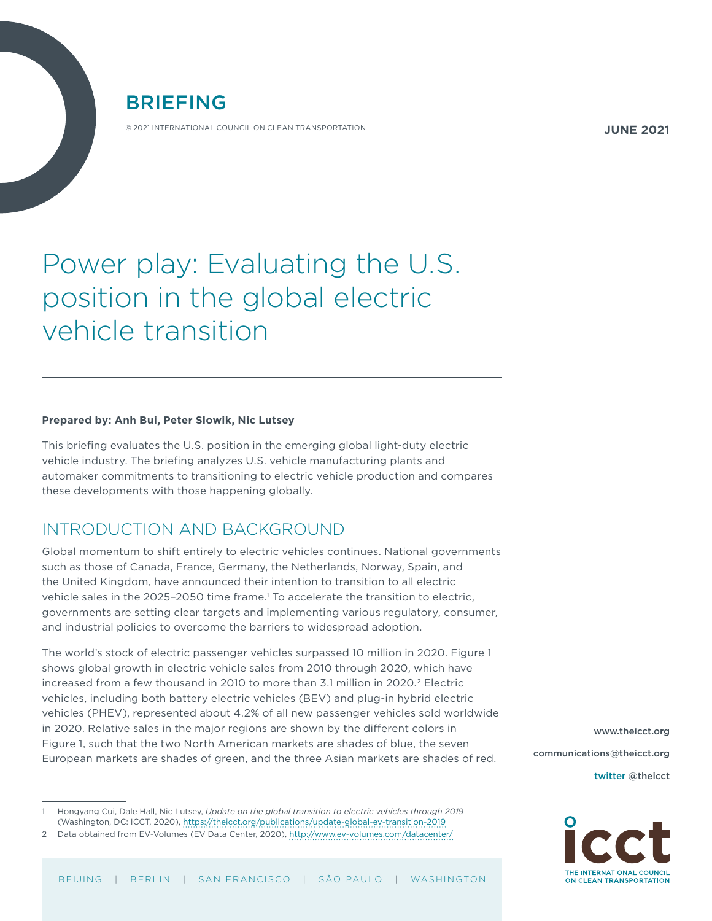BRIEFING

© 2021 INTERNATIONAL COUNCIL ON CLEAN TRANSPORTATION

**JUNE 2021**

# Power play: Evaluating the U.S. position in the global electric vehicle transition

**Prepared by: Anh Bui, Peter Slowik, Nic Lutsey**

This briefing evaluates the U.S. position in the emerging global light-duty electric vehicle industry. The briefing analyzes U.S. vehicle manufacturing plants and automaker commitments to transitioning to electric vehicle production and compares these developments with those happening globally.

## INTRODUCTION AND BACKGROUND

Global momentum to shift entirely to electric vehicles continues. National governments such as those of Canada, France, Germany, the Netherlands, Norway, Spain, and the United Kingdom, have announced their intention to transition to all electric vehicle sales in the 2025–2050 time frame.[1] To accelerate the transition to electric, governments are setting clear targets and implementing various regulatory, consumer, and industrial policies to overcome the barriers to widespread adoption.

The world's stock of electric passenger vehicles surpassed 10 million in 2020. Figure 1 shows global growth in electric vehicle sales from 2010 through 2020, which have increased from a few thousand in 2010 to more than 3.1 million in 2020.[2] Electric vehicles, including both battery electric vehicles (BEV) and plug-in hybrid electric vehicles (PHEV), represented about 4.2% of all new passenger vehicles sold worldwide in 2020. Relative sales in the major regions are shown by the different colors in Figure 1, such that the two North American markets are shades of blue, the seven European markets are shades of green, and the three Asian markets are shades of red.

1 Hongyang Cui, Dale Hall, Nic Lutsey, *Update on the global transition to electric vehicles through 2019* (Washington, DC: ICCT, 2020), https://theicct.org/publications/update-global-ev-transition-2019

2 Data obtained from EV-Volumes (EV Data Center, 2020), http://www.ev-volumes.com/datacenter/

www.theicct.org

communications@theicct.org

twitter @theicct

BEIJING | BERLIN | SAN FRANCISCO | SÃO PAULO | WASHINGTON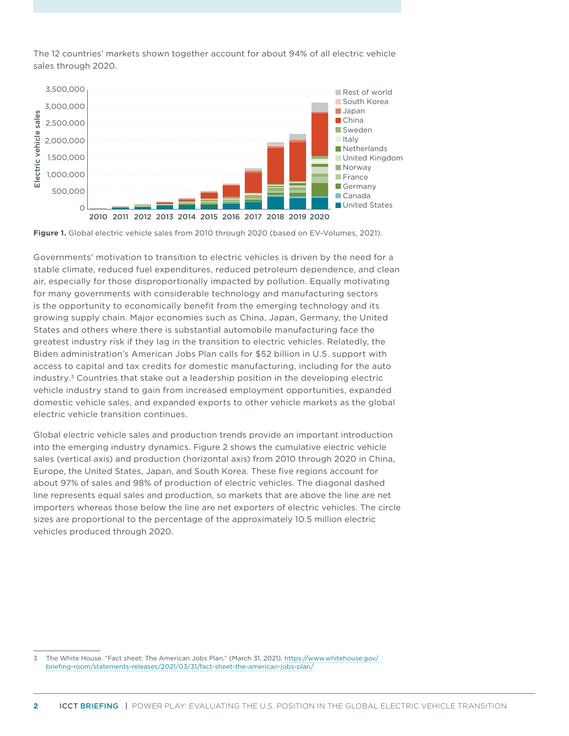The 12 countries' markets shown together account for about 94% of all electric vehicle sales through 2020.

**Figure 1.** Global electric vehicle sales from 2010 through 2020 (based on EV-Volumes, 2021).

Governments' motivation to transition to electric vehicles is driven by the need for a stable climate, reduced fuel expenditures, reduced petroleum dependence, and clean air, especially for those disproportionally impacted by pollution. Equally motivating for many governments with considerable technology and manufacturing sectors is the opportunity to economically benefit from the emerging technology and its growing supply chain. Major economies such as China, Japan, Germany, the United States and others where there is substantial automobile manufacturing face the greatest industry risk if they lag in the transition to electric vehicles. Relatedly, the Biden administration's American Jobs Plan calls for $52 billion in U.S. support with access to capital and tax credits for domestic manufacturing, including for the auto industry.[3] Countries that stake out a leadership position in the developing electric vehicle industry stand to gain from increased employment opportunities, expanded domestic vehicle sales, and expanded exports to other vehicle markets as the global electric vehicle transition continues.

Global electric vehicle sales and production trends provide an important introduction into the emerging industry dynamics. Figure 2 shows the cumulative electric vehicle sales (vertical axis) and production (horizontal axis) from 2010 through 2020 in China, Europe, the United States, Japan, and South Korea. These five regions account for about 97% of sales and 98% of production of electric vehicles. The diagonal dashed line represents equal sales and production, so markets that are above the line are net importers whereas those below the line are net exporters of electric vehicles. The circle sizes are proportional to the percentage of the approximately 10.5 million electric vehicles produced through 2020.

---

3 The White House. "Fact sheet: The American Jobs Plan," (March 31, 2021), https://www.whitehouse.gov/briefing-room/statements-releases/2021/03/31/fact-sheet-the-american-jobs-plan/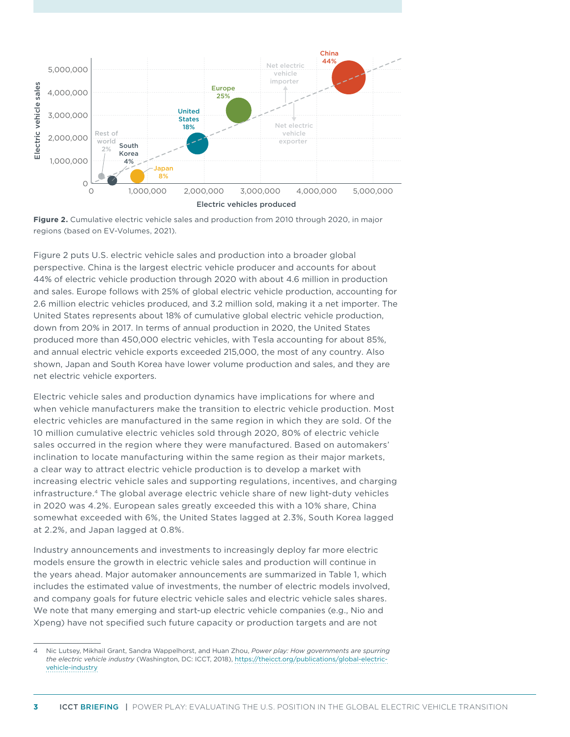**Figure 2.** Cumulative electric vehicle sales and production from 2010 through 2020, in major regions (based on EV-Volumes, 2021).

Figure 2 puts U.S. electric vehicle sales and production into a broader global perspective. China is the largest electric vehicle producer and accounts for about 44% of electric vehicle production through 2020 with about 4.6 million in production and sales. Europe follows with 25% of global electric vehicle production, accounting for 2.6 million electric vehicles produced, and 3.2 million sold, making it a net importer. The United States represents about 18% of cumulative global electric vehicle production, down from 20% in 2017. In terms of annual production in 2020, the United States produced more than 450,000 electric vehicles, with Tesla accounting for about 85%, and annual electric vehicle exports exceeded 215,000, the most of any country. Also shown, Japan and South Korea have lower volume production and sales, and they are net electric vehicle exporters.

Electric vehicle sales and production dynamics have implications for where and when vehicle manufacturers make the transition to electric vehicle production. Most electric vehicles are manufactured in the same region in which they are sold. Of the 10 million cumulative electric vehicles sold through 2020, 80% of electric vehicle sales occurred in the region where they were manufactured. Based on automakers' inclination to locate manufacturing within the same region as their major markets, a clear way to attract electric vehicle production is to develop a market with increasing electric vehicle sales and supporting regulations, incentives, and charging infrastructure.[4] The global average electric vehicle share of new light-duty vehicles in 2020 was 4.2%. European sales greatly exceeded this with a 10% share, China somewhat exceeded with 6%, the United States lagged at 2.3%, South Korea lagged at 2.2%, and Japan lagged at 0.8%.

Industry announcements and investments to increasingly deploy far more electric models ensure the growth in electric vehicle sales and production will continue in the years ahead. Major automaker announcements are summarized in Table 1, which includes the estimated value of investments, the number of electric models involved, and company goals for future electric vehicle sales and electric vehicle sales shares. We note that many emerging and start-up electric vehicle companies (e.g., Nio and Xpeng) have not specified such future capacity or production targets and are not

---

4 Nic Lutsey, Mikhail Grant, Sandra Wappelhorst, and Huan Zhou, *Power play: How governments are spurring the electric vehicle industry* (Washington, DC: ICCT, 2018), https://theicct.org/publications/global-electric-vehicle-industry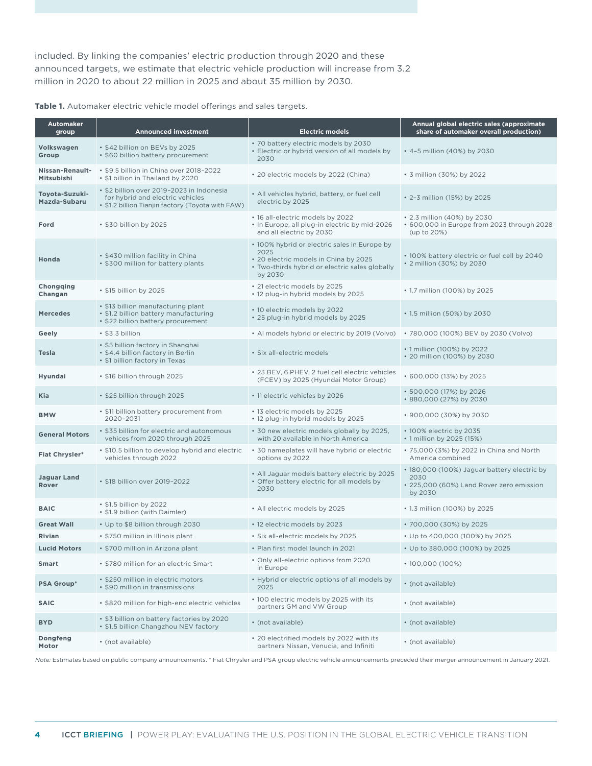included. By linking the companies' electric production through 2020 and these announced targets, we estimate that electric vehicle production will increase from 3.2 million in 2020 to about 22 million in 2025 and about 35 million by 2030.

**Table 1.** Automaker electric vehicle model offerings and sales targets.

| Automaker group | Announced investment | Electric models | Annual global electric sales (approximate share of automaker overall production) |
|---|---|---|---|
| **Volkswagen Group** | • $42 billion on BEVs by 2025<br>• $60 billion battery procurement | • 70 battery electric models by 2030<br>• Electric or hybrid version of all models by 2030 | • 4–5 million (40%) by 2030 |
| **Nissan-Renault-Mitsubishi** | • $9.5 billion in China over 2018–2022<br>• $1 billion in Thailand by 2020 | • 20 electric models by 2022 (China) | • 3 million (30%) by 2022 |
| **Toyota-Suzuki-Mazda-Subaru** | • $2 billion over 2019–2023 in Indonesia for hybrid and electric vehicles<br>• $1.2 billion Tianjin factory (Toyota with FAW) | • All vehicles hybrid, battery, or fuel cell electric by 2025 | • 2–3 million (15%) by 2025 |
| **Ford** | • $30 billion by 2025 | • 16 all-electric models by 2022<br>• In Europe, all plug-in electric by mid-2026 and all electric by 2030 | • 2.3 million (40%) by 2030<br>• 600,000 in Europe from 2023 through 2028 (up to 20%) |
| **Honda** | • $430 million facility in China<br>• $300 million for battery plants | • 100% hybrid or electric sales in Europe by 2025<br>• 20 electric models in China by 2025<br>• Two-thirds hybrid or electric sales globally by 2030 | • 100% battery electric or fuel cell by 2040<br>• 2 million (30%) by 2030 |
| **Chongqing Changan** | • $15 billion by 2025 | • 21 electric models by 2025<br>• 12 plug-in hybrid models by 2025 | • 1.7 million (100%) by 2025 |
| **Mercedes** | • $13 billion manufacturing plant<br>• $1.2 billion battery manufacturing<br>• $22 billion battery procurement | • 10 electric models by 2022<br>• 25 plug-in hybrid models by 2025 | • 1.5 million (50%) by 2030 |
| **Geely** | • $3.3 billion | • Al models hybrid or electric by 2019 (Volvo) | • 780,000 (100%) BEV by 2030 (Volvo) |
| **Tesla** | • $5 billion factory in Shanghai<br>• $4.4 billion factory in Berlin<br>• $1 billion factory in Texas | • Six all-electric models | • 1 million (100%) by 2022<br>• 20 million (100%) by 2030 |
| **Hyundai** | • $16 billion through 2025 | • 23 BEV, 6 PHEV, 2 fuel cell electric vehicles (FCEV) by 2025 (Hyundai Motor Group) | • 600,000 (13%) by 2025 |
| **Kia** | • $25 billion through 2025 | • 11 electric vehicles by 2026 | • 500,000 (17%) by 2026<br>• 880,000 (27%) by 2030 |
| **BMW** | • $11 billion battery procurement from 2020–2031 | • 13 electric models by 2025<br>• 12 plug-in hybrid models by 2025 | • 900,000 (30%) by 2030 |
| **General Motors** | • $35 billion for electric and autonomous vehices from 2020 through 2025 | • 30 new electric models globally by 2025, with 20 available in North America | • 100% electric by 2035<br>• 1 million by 2025 (15%) |
| **Fiat Chrysler*** | • $10.5 billion to develop hybrid and electric vehicles through 2022 | • 30 nameplates will have hybrid or electric options by 2022 | • 75,000 (3%) by 2022 in China and North America combined |
| **Jaguar Land Rover** | • $18 billion over 2019–2022 | • All Jaguar models battery electric by 2025<br>• Offer battery electric for all models by 2030 | • 180,000 (100%) Jaguar battery electric by 2030<br>• 225,000 (60%) Land Rover zero emission by 2030 |
| **BAIC** | • $1.5 billion by 2022<br>• $1.9 billion (with Daimler) | • All electric models by 2025 | • 1.3 million (100%) by 2025 |
| **Great Wall** | • Up to $8 billion through 2030 | • 12 electric models by 2023 | • 700,000 (30%) by 2025 |
| **Rivian** | • $750 million in Illinois plant | • Six all-electric models by 2025 | • Up to 400,000 (100%) by 2025 |
| **Lucid Motors** | • $700 million in Arizona plant | • Plan first model launch in 2021 | • Up to 380,000 (100%) by 2025 |
| **Smart** | • $780 million for an electric Smart | • Only all-electric options from 2020 in Europe | • 100,000 (100%) |
| **PSA Group*** | • $250 million in electric motors<br>• $90 million in transmissions | • Hybrid or electric options of all models by 2025 | • (not available) |
| **SAIC** | • $820 million for high-end electric vehicles | • 100 electric models by 2025 with its partners GM and VW Group | • (not available) |
| **BYD** | • $3 billion on battery factories by 2020<br>• $1.5 billion Changzhou NEV factory | • (not available) | • (not available) |
| **Dongfeng Motor** | • (not available) | • 20 electrified models by 2022 with its partners Nissan, Venucia, and Infiniti | • (not available) |

*Note:* Estimates based on public company announcements. * Fiat Chrysler and PSA group electric vehicle announcements preceded their merger announcement in January 2021.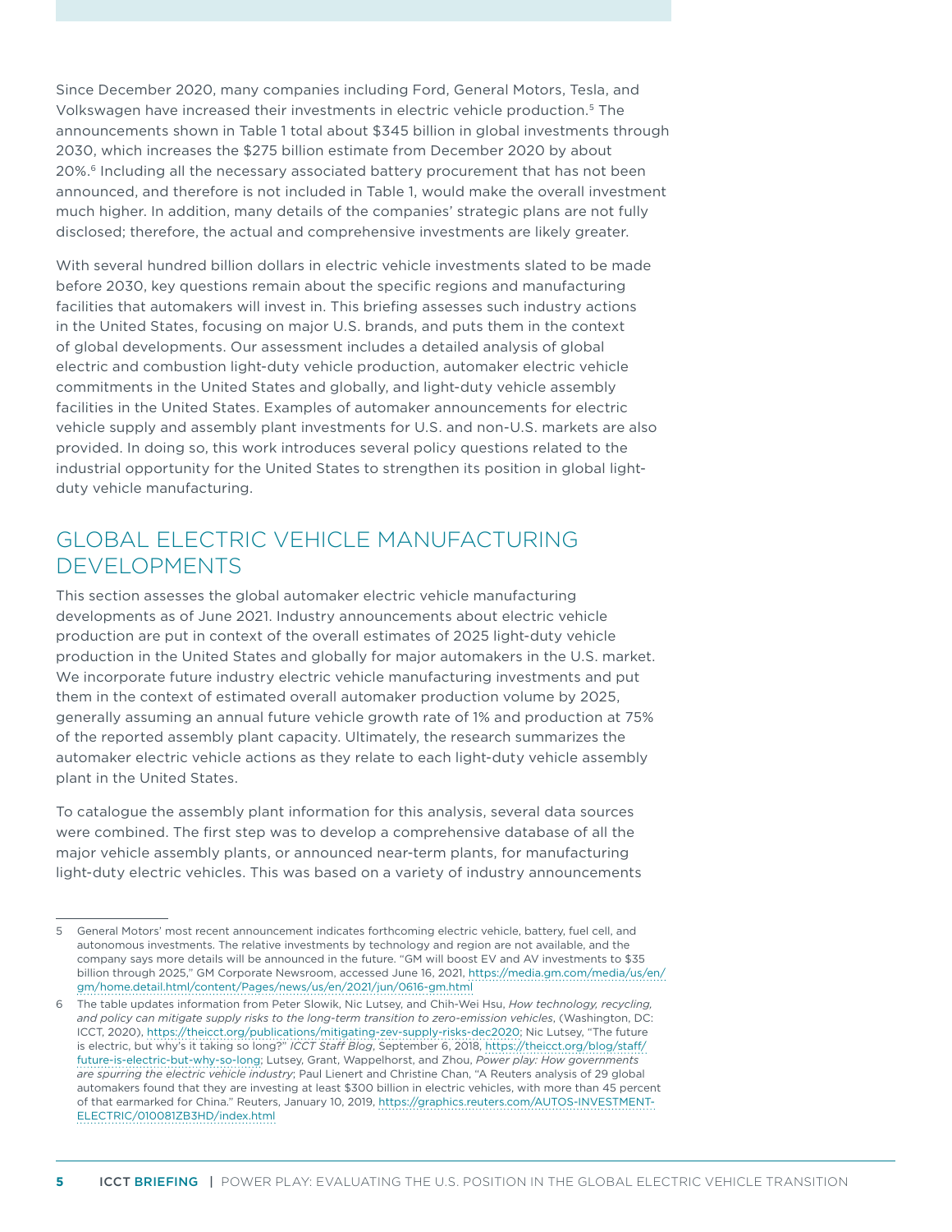Since December 2020, many companies including Ford, General Motors, Tesla, and Volkswagen have increased their investments in electric vehicle production.[5] The announcements shown in Table 1 total about $345 billion in global investments through 2030, which increases the $275 billion estimate from December 2020 by about 20%.[6] Including all the necessary associated battery procurement that has not been announced, and therefore is not included in Table 1, would make the overall investment much higher. In addition, many details of the companies' strategic plans are not fully disclosed; therefore, the actual and comprehensive investments are likely greater.

With several hundred billion dollars in electric vehicle investments slated to be made before 2030, key questions remain about the specific regions and manufacturing facilities that automakers will invest in. This briefing assesses such industry actions in the United States, focusing on major U.S. brands, and puts them in the context of global developments. Our assessment includes a detailed analysis of global electric and combustion light-duty vehicle production, automaker electric vehicle commitments in the United States and globally, and light-duty vehicle assembly facilities in the United States. Examples of automaker announcements for electric vehicle supply and assembly plant investments for U.S. and non-U.S. markets are also provided. In doing so, this work introduces several policy questions related to the industrial opportunity for the United States to strengthen its position in global light-duty vehicle manufacturing.

## GLOBAL ELECTRIC VEHICLE MANUFACTURING DEVELOPMENTS

This section assesses the global automaker electric vehicle manufacturing developments as of June 2021. Industry announcements about electric vehicle production are put in context of the overall estimates of 2025 light-duty vehicle production in the United States and globally for major automakers in the U.S. market. We incorporate future industry electric vehicle manufacturing investments and put them in the context of estimated overall automaker production volume by 2025, generally assuming an annual future vehicle growth rate of 1% and production at 75% of the reported assembly plant capacity. Ultimately, the research summarizes the automaker electric vehicle actions as they relate to each light-duty vehicle assembly plant in the United States.

To catalogue the assembly plant information for this analysis, several data sources were combined. The first step was to develop a comprehensive database of all the major vehicle assembly plants, or announced near-term plants, for manufacturing light-duty electric vehicles. This was based on a variety of industry announcements

---

5 General Motors' most recent announcement indicates forthcoming electric vehicle, battery, fuel cell, and autonomous investments. The relative investments by technology and region are not available, and the company says more details will be announced in the future. "GM will boost EV and AV investments to $35 billion through 2025," GM Corporate Newsroom, accessed June 16, 2021, https://media.gm.com/media/us/en/gm/home.detail.html/content/Pages/news/us/en/2021/jun/0616-gm.html

6 The table updates information from Peter Slowik, Nic Lutsey, and Chih-Wei Hsu, *How technology, recycling, and policy can mitigate supply risks to the long-term transition to zero-emission vehicles*, (Washington, DC: ICCT, 2020), https://theicct.org/publications/mitigating-zev-supply-risks-dec2020; Nic Lutsey, "The future is electric, but why's it taking so long?" *ICCT Staff Blog*, September 6, 2018, https://theicct.org/blog/staff/future-is-electric-but-why-so-long; Lutsey, Grant, Wappelhorst, and Zhou, *Power play: How governments are spurring the electric vehicle industry*; Paul Lienert and Christine Chan, "A Reuters analysis of 29 global automakers found that they are investing at least $300 billion in electric vehicles, with more than 45 percent of that earmarked for China." Reuters, January 10, 2019, https://graphics.reuters.com/AUTOS-INVESTMENT-ELECTRIC/010081ZB3HD/index.html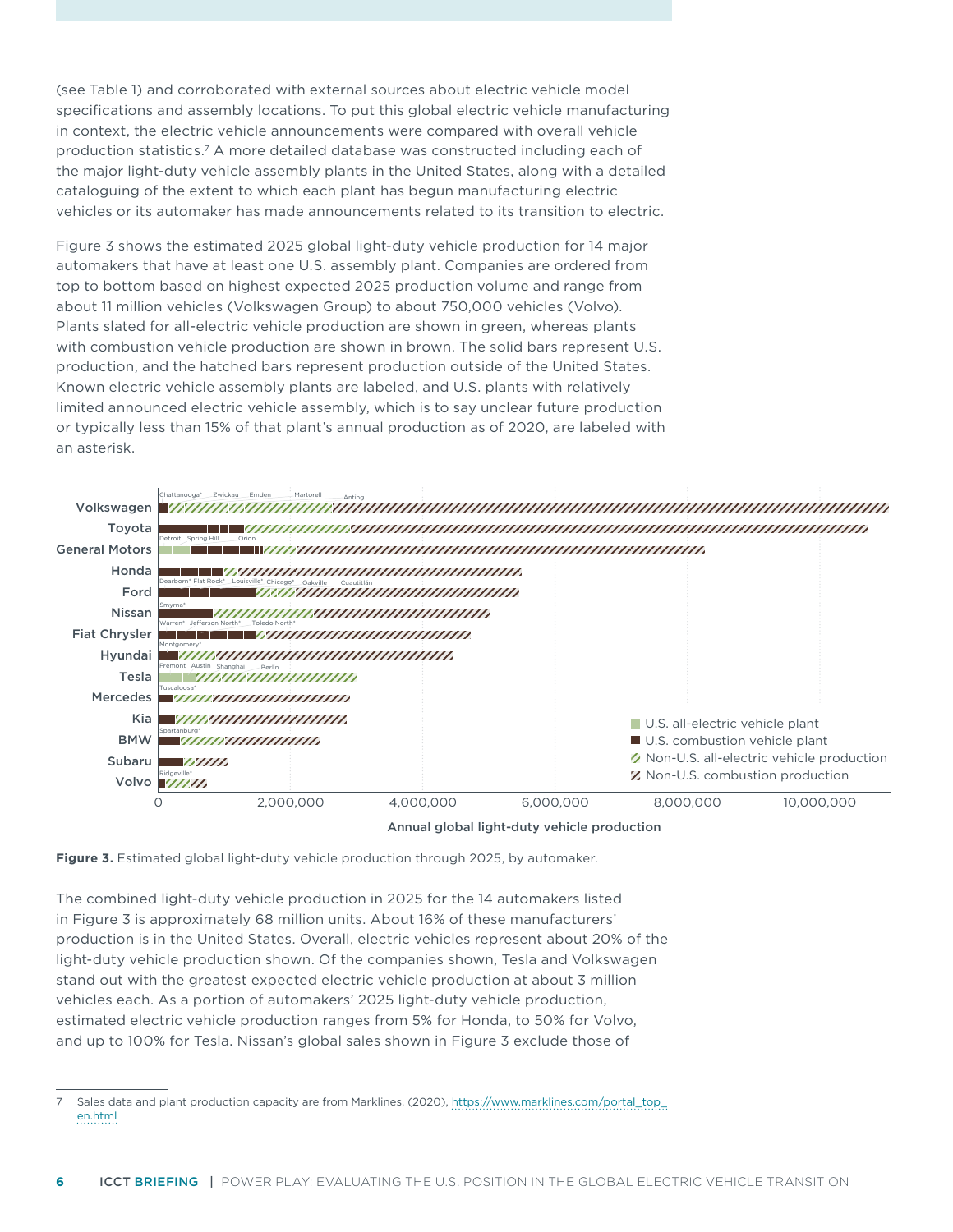(see Table 1) and corroborated with external sources about electric vehicle model specifications and assembly locations. To put this global electric vehicle manufacturing in context, the electric vehicle announcements were compared with overall vehicle production statistics.[7] A more detailed database was constructed including each of the major light-duty vehicle assembly plants in the United States, along with a detailed cataloguing of the extent to which each plant has begun manufacturing electric vehicles or its automaker has made announcements related to its transition to electric.

Figure 3 shows the estimated 2025 global light-duty vehicle production for 14 major automakers that have at least one U.S. assembly plant. Companies are ordered from top to bottom based on highest expected 2025 production volume and range from about 11 million vehicles (Volkswagen Group) to about 750,000 vehicles (Volvo). Plants slated for all-electric vehicle production are shown in green, whereas plants with combustion vehicle production are shown in brown. The solid bars represent U.S. production, and the hatched bars represent production outside of the United States. Known electric vehicle assembly plants are labeled, and U.S. plants with relatively limited announced electric vehicle assembly, which is to say unclear future production or typically less than 15% of that plant's annual production as of 2020, are labeled with an asterisk.

**Figure 3.** Estimated global light-duty vehicle production through 2025, by automaker.

The combined light-duty vehicle production in 2025 for the 14 automakers listed in Figure 3 is approximately 68 million units. About 16% of these manufacturers' production is in the United States. Overall, electric vehicles represent about 20% of the light-duty vehicle production shown. Of the companies shown, Tesla and Volkswagen stand out with the greatest expected electric vehicle production at about 3 million vehicles each. As a portion of automakers' 2025 light-duty vehicle production, estimated electric vehicle production ranges from 5% for Honda, to 50% for Volvo, and up to 100% for Tesla. Nissan's global sales shown in Figure 3 exclude those of

7 Sales data and plant production capacity are from Marklines. (2020), https://www.marklines.com/portal_top_en.html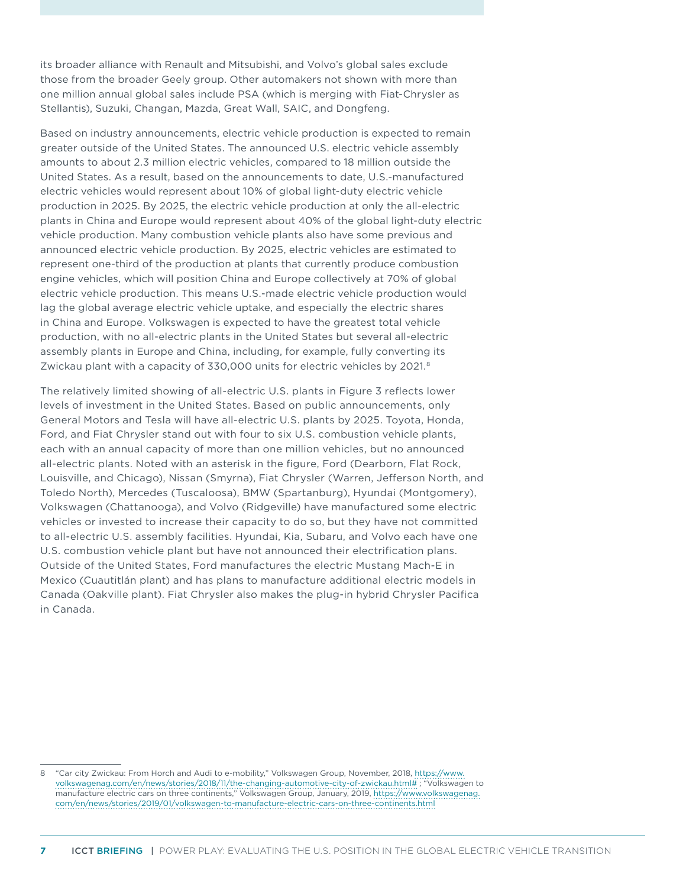its broader alliance with Renault and Mitsubishi, and Volvo's global sales exclude those from the broader Geely group. Other automakers not shown with more than one million annual global sales include PSA (which is merging with Fiat-Chrysler as Stellantis), Suzuki, Changan, Mazda, Great Wall, SAIC, and Dongfeng.

Based on industry announcements, electric vehicle production is expected to remain greater outside of the United States. The announced U.S. electric vehicle assembly amounts to about 2.3 million electric vehicles, compared to 18 million outside the United States. As a result, based on the announcements to date, U.S.-manufactured electric vehicles would represent about 10% of global light-duty electric vehicle production in 2025. By 2025, the electric vehicle production at only the all-electric plants in China and Europe would represent about 40% of the global light-duty electric vehicle production. Many combustion vehicle plants also have some previous and announced electric vehicle production. By 2025, electric vehicles are estimated to represent one-third of the production at plants that currently produce combustion engine vehicles, which will position China and Europe collectively at 70% of global electric vehicle production. This means U.S.-made electric vehicle production would lag the global average electric vehicle uptake, and especially the electric shares in China and Europe. Volkswagen is expected to have the greatest total vehicle production, with no all-electric plants in the United States but several all-electric assembly plants in Europe and China, including, for example, fully converting its Zwickau plant with a capacity of 330,000 units for electric vehicles by 2021.[8]

The relatively limited showing of all-electric U.S. plants in Figure 3 reflects lower levels of investment in the United States. Based on public announcements, only General Motors and Tesla will have all-electric U.S. plants by 2025. Toyota, Honda, Ford, and Fiat Chrysler stand out with four to six U.S. combustion vehicle plants, each with an annual capacity of more than one million vehicles, but no announced all-electric plants. Noted with an asterisk in the figure, Ford (Dearborn, Flat Rock, Louisville, and Chicago), Nissan (Smyrna), Fiat Chrysler (Warren, Jefferson North, and Toledo North), Mercedes (Tuscaloosa), BMW (Spartanburg), Hyundai (Montgomery), Volkswagen (Chattanooga), and Volvo (Ridgeville) have manufactured some electric vehicles or invested to increase their capacity to do so, but they have not committed to all-electric U.S. assembly facilities. Hyundai, Kia, Subaru, and Volvo each have one U.S. combustion vehicle plant but have not announced their electrification plans. Outside of the United States, Ford manufactures the electric Mustang Mach-E in Mexico (Cuautitlán plant) and has plans to manufacture additional electric models in Canada (Oakville plant). Fiat Chrysler also makes the plug-in hybrid Chrysler Pacifica in Canada.

---

8 "Car city Zwickau: From Horch and Audi to e-mobility," Volkswagen Group, November, 2018, https://www.volkswagenag.com/en/news/stories/2018/11/the-changing-automotive-city-of-zwickau.html# ; "Volkswagen to manufacture electric cars on three continents," Volkswagen Group, January, 2019, https://www.volkswagenag.com/en/news/stories/2019/01/volkswagen-to-manufacture-electric-cars-on-three-continents.html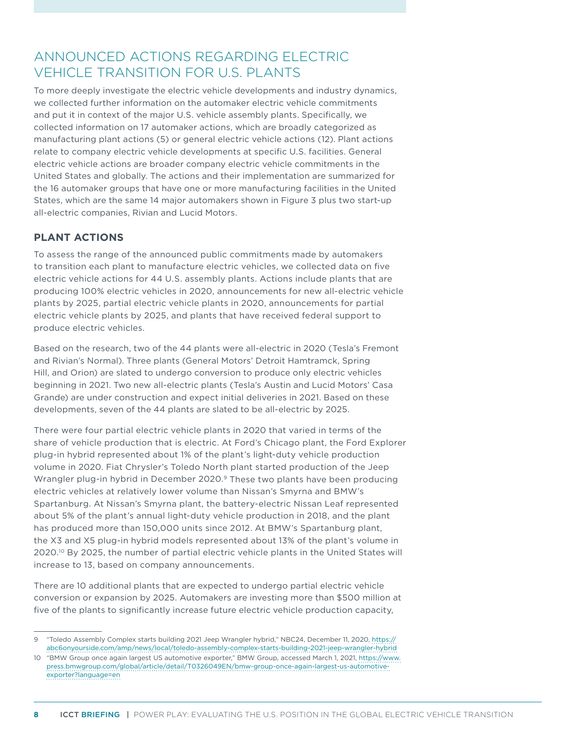## ANNOUNCED ACTIONS REGARDING ELECTRIC VEHICLE TRANSITION FOR U.S. PLANTS

To more deeply investigate the electric vehicle developments and industry dynamics, we collected further information on the automaker electric vehicle commitments and put it in context of the major U.S. vehicle assembly plants. Specifically, we collected information on 17 automaker actions, which are broadly categorized as manufacturing plant actions (5) or general electric vehicle actions (12). Plant actions relate to company electric vehicle developments at specific U.S. facilities. General electric vehicle actions are broader company electric vehicle commitments in the United States and globally. The actions and their implementation are summarized for the 16 automaker groups that have one or more manufacturing facilities in the United States, which are the same 14 major automakers shown in Figure 3 plus two start-up all-electric companies, Rivian and Lucid Motors.

### PLANT ACTIONS

To assess the range of the announced public commitments made by automakers to transition each plant to manufacture electric vehicles, we collected data on five electric vehicle actions for 44 U.S. assembly plants. Actions include plants that are producing 100% electric vehicles in 2020, announcements for new all-electric vehicle plants by 2025, partial electric vehicle plants in 2020, announcements for partial electric vehicle plants by 2025, and plants that have received federal support to produce electric vehicles.

Based on the research, two of the 44 plants were all-electric in 2020 (Tesla's Fremont and Rivian's Normal). Three plants (General Motors' Detroit Hamtramck, Spring Hill, and Orion) are slated to undergo conversion to produce only electric vehicles beginning in 2021. Two new all-electric plants (Tesla's Austin and Lucid Motors' Casa Grande) are under construction and expect initial deliveries in 2021. Based on these developments, seven of the 44 plants are slated to be all-electric by 2025.

There were four partial electric vehicle plants in 2020 that varied in terms of the share of vehicle production that is electric. At Ford's Chicago plant, the Ford Explorer plug-in hybrid represented about 1% of the plant's light-duty vehicle production volume in 2020. Fiat Chrysler's Toledo North plant started production of the Jeep Wrangler plug-in hybrid in December 2020.[9] These two plants have been producing electric vehicles at relatively lower volume than Nissan's Smyrna and BMW's Spartanburg. At Nissan's Smyrna plant, the battery-electric Nissan Leaf represented about 5% of the plant's annual light-duty vehicle production in 2018, and the plant has produced more than 150,000 units since 2012. At BMW's Spartanburg plant, the X3 and X5 plug-in hybrid models represented about 13% of the plant's volume in 2020.[10] By 2025, the number of partial electric vehicle plants in the United States will increase to 13, based on company announcements.

There are 10 additional plants that are expected to undergo partial electric vehicle conversion or expansion by 2025. Automakers are investing more than $500 million at five of the plants to significantly increase future electric vehicle production capacity,

---

9 "Toledo Assembly Complex starts building 2021 Jeep Wrangler hybrid," NBC24, December 11, 2020, https://abc6onyourside.com/amp/news/local/toledo-assembly-complex-starts-building-2021-jeep-wrangler-hybrid

10 "BMW Group once again largest US automotive exporter," BMW Group, accessed March 1, 2021, https://www.press.bmwgroup.com/global/article/detail/T0326049EN/bmw-group-once-again-largest-us-automotive-exporter?language=en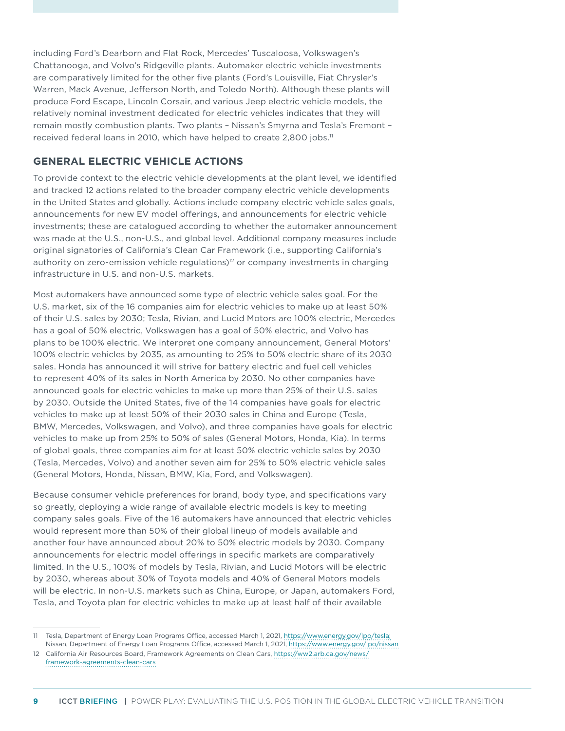including Ford's Dearborn and Flat Rock, Mercedes' Tuscaloosa, Volkswagen's Chattanooga, and Volvo's Ridgeville plants. Automaker electric vehicle investments are comparatively limited for the other five plants (Ford's Louisville, Fiat Chrysler's Warren, Mack Avenue, Jefferson North, and Toledo North). Although these plants will produce Ford Escape, Lincoln Corsair, and various Jeep electric vehicle models, the relatively nominal investment dedicated for electric vehicles indicates that they will remain mostly combustion plants. Two plants – Nissan's Smyrna and Tesla's Fremont – received federal loans in 2010, which have helped to create 2,800 jobs.[11]

## GENERAL ELECTRIC VEHICLE ACTIONS

To provide context to the electric vehicle developments at the plant level, we identified and tracked 12 actions related to the broader company electric vehicle developments in the United States and globally. Actions include company electric vehicle sales goals, announcements for new EV model offerings, and announcements for electric vehicle investments; these are catalogued according to whether the automaker announcement was made at the U.S., non-U.S., and global level. Additional company measures include original signatories of California's Clean Car Framework (i.e., supporting California's authority on zero-emission vehicle regulations)[12] or company investments in charging infrastructure in U.S. and non-U.S. markets.

Most automakers have announced some type of electric vehicle sales goal. For the U.S. market, six of the 16 companies aim for electric vehicles to make up at least 50% of their U.S. sales by 2030; Tesla, Rivian, and Lucid Motors are 100% electric, Mercedes has a goal of 50% electric, Volkswagen has a goal of 50% electric, and Volvo has plans to be 100% electric. We interpret one company announcement, General Motors' 100% electric vehicles by 2035, as amounting to 25% to 50% electric share of its 2030 sales. Honda has announced it will strive for battery electric and fuel cell vehicles to represent 40% of its sales in North America by 2030. No other companies have announced goals for electric vehicles to make up more than 25% of their U.S. sales by 2030. Outside the United States, five of the 14 companies have goals for electric vehicles to make up at least 50% of their 2030 sales in China and Europe (Tesla, BMW, Mercedes, Volkswagen, and Volvo), and three companies have goals for electric vehicles to make up from 25% to 50% of sales (General Motors, Honda, Kia). In terms of global goals, three companies aim for at least 50% electric vehicle sales by 2030 (Tesla, Mercedes, Volvo) and another seven aim for 25% to 50% electric vehicle sales (General Motors, Honda, Nissan, BMW, Kia, Ford, and Volkswagen).

Because consumer vehicle preferences for brand, body type, and specifications vary so greatly, deploying a wide range of available electric models is key to meeting company sales goals. Five of the 16 automakers have announced that electric vehicles would represent more than 50% of their global lineup of models available and another four have announced about 20% to 50% electric models by 2030. Company announcements for electric model offerings in specific markets are comparatively limited. In the U.S., 100% of models by Tesla, Rivian, and Lucid Motors will be electric by 2030, whereas about 30% of Toyota models and 40% of General Motors models will be electric. In non-U.S. markets such as China, Europe, or Japan, automakers Ford, Tesla, and Toyota plan for electric vehicles to make up at least half of their available

---

11 Tesla, Department of Energy Loan Programs Office, accessed March 1, 2021, https://www.energy.gov/lpo/tesla; Nissan, Department of Energy Loan Programs Office, accessed March 1, 2021, https://www.energy.gov/lpo/nissan

12 California Air Resources Board, Framework Agreements on Clean Cars, https://ww2.arb.ca.gov/news/framework-agreements-clean-cars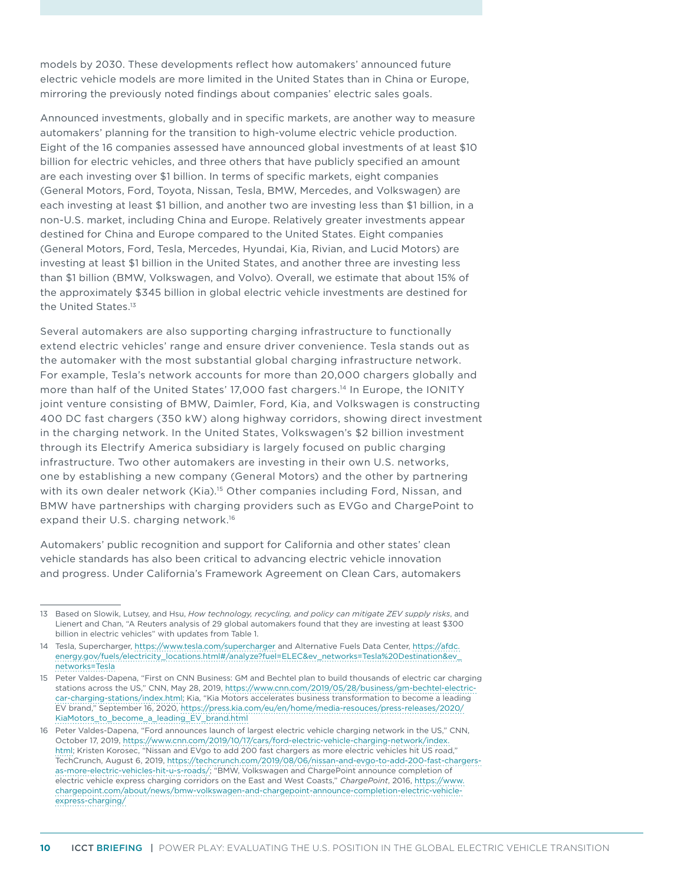models by 2030. These developments reflect how automakers' announced future electric vehicle models are more limited in the United States than in China or Europe, mirroring the previously noted findings about companies' electric sales goals.

Announced investments, globally and in specific markets, are another way to measure automakers' planning for the transition to high-volume electric vehicle production. Eight of the 16 companies assessed have announced global investments of at least $10 billion for electric vehicles, and three others that have publicly specified an amount are each investing over $1 billion. In terms of specific markets, eight companies (General Motors, Ford, Toyota, Nissan, Tesla, BMW, Mercedes, and Volkswagen) are each investing at least $1 billion, and another two are investing less than $1 billion, in a non-U.S. market, including China and Europe. Relatively greater investments appear destined for China and Europe compared to the United States. Eight companies (General Motors, Ford, Tesla, Mercedes, Hyundai, Kia, Rivian, and Lucid Motors) are investing at least $1 billion in the United States, and another three are investing less than $1 billion (BMW, Volkswagen, and Volvo). Overall, we estimate that about 15% of the approximately $345 billion in global electric vehicle investments are destined for the United States.[13]

Several automakers are also supporting charging infrastructure to functionally extend electric vehicles' range and ensure driver convenience. Tesla stands out as the automaker with the most substantial global charging infrastructure network. For example, Tesla's network accounts for more than 20,000 chargers globally and more than half of the United States' 17,000 fast chargers.[14] In Europe, the IONITY joint venture consisting of BMW, Daimler, Ford, Kia, and Volkswagen is constructing 400 DC fast chargers (350 kW) along highway corridors, showing direct investment in the charging network. In the United States, Volkswagen's $2 billion investment through its Electrify America subsidiary is largely focused on public charging infrastructure. Two other automakers are investing in their own U.S. networks, one by establishing a new company (General Motors) and the other by partnering with its own dealer network (Kia).[15] Other companies including Ford, Nissan, and BMW have partnerships with charging providers such as EVGo and ChargePoint to expand their U.S. charging network.[16]

Automakers' public recognition and support for California and other states' clean vehicle standards has also been critical to advancing electric vehicle innovation and progress. Under California's Framework Agreement on Clean Cars, automakers

---

13 Based on Slowik, Lutsey, and Hsu, *How technology, recycling, and policy can mitigate ZEV supply risks*, and Lienert and Chan, "A Reuters analysis of 29 global automakers found that they are investing at least $300 billion in electric vehicles" with updates from Table 1.

14 Tesla, Supercharger, https://www.tesla.com/supercharger and Alternative Fuels Data Center, https://afdc.energy.gov/fuels/electricity_locations.html#/analyze?fuel=ELEC&ev_networks=Tesla%20Destination&ev_networks=Tesla

15 Peter Valdes-Dapena, "First on CNN Business: GM and Bechtel plan to build thousands of electric car charging stations across the US," CNN, May 28, 2019, https://www.cnn.com/2019/05/28/business/gm-bechtel-electric-car-charging-stations/index.html; Kia, "Kia Motors accelerates business transformation to become a leading EV brand," September 16, 2020, https://press.kia.com/eu/en/home/media-resouces/press-releases/2020/KiaMotors_to_become_a_leading_EV_brand.html

16 Peter Valdes-Dapena, "Ford announces launch of largest electric vehicle charging network in the US," CNN, October 17, 2019, https://www.cnn.com/2019/10/17/cars/ford-electric-vehicle-charging-network/index.html; Kristen Korosec, "Nissan and EVgo to add 200 fast chargers as more electric vehicles hit US road," TechCrunch, August 6, 2019, https://techcrunch.com/2019/08/06/nissan-and-evgo-to-add-200-fast-chargers-as-more-electric-vehicles-hit-u-s-roads/; "BMW, Volkswagen and ChargePoint announce completion of electric vehicle express charging corridors on the East and West Coasts," *ChargePoint*, 2016, https://www.chargepoint.com/about/news/bmw-volkswagen-and-chargepoint-announce-completion-electric-vehicle-express-charging/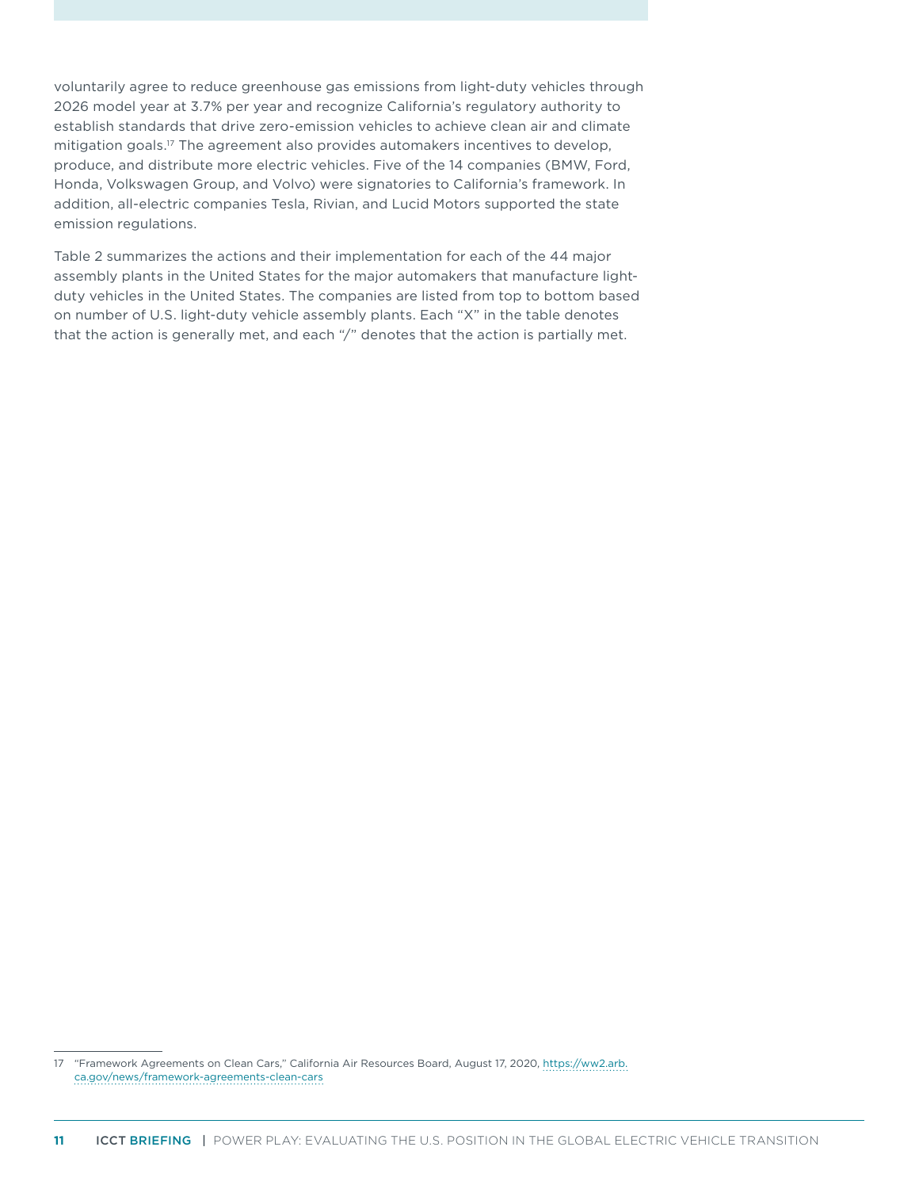voluntarily agree to reduce greenhouse gas emissions from light-duty vehicles through 2026 model year at 3.7% per year and recognize California's regulatory authority to establish standards that drive zero-emission vehicles to achieve clean air and climate mitigation goals.[17] The agreement also provides automakers incentives to develop, produce, and distribute more electric vehicles. Five of the 14 companies (BMW, Ford, Honda, Volkswagen Group, and Volvo) were signatories to California's framework. In addition, all-electric companies Tesla, Rivian, and Lucid Motors supported the state emission regulations.

Table 2 summarizes the actions and their implementation for each of the 44 major assembly plants in the United States for the major automakers that manufacture light-duty vehicles in the United States. The companies are listed from top to bottom based on number of U.S. light-duty vehicle assembly plants. Each "X" in the table denotes that the action is generally met, and each "/" denotes that the action is partially met.

17 "Framework Agreements on Clean Cars," California Air Resources Board, August 17, 2020, https://ww2.arb.ca.gov/news/framework-agreements-clean-cars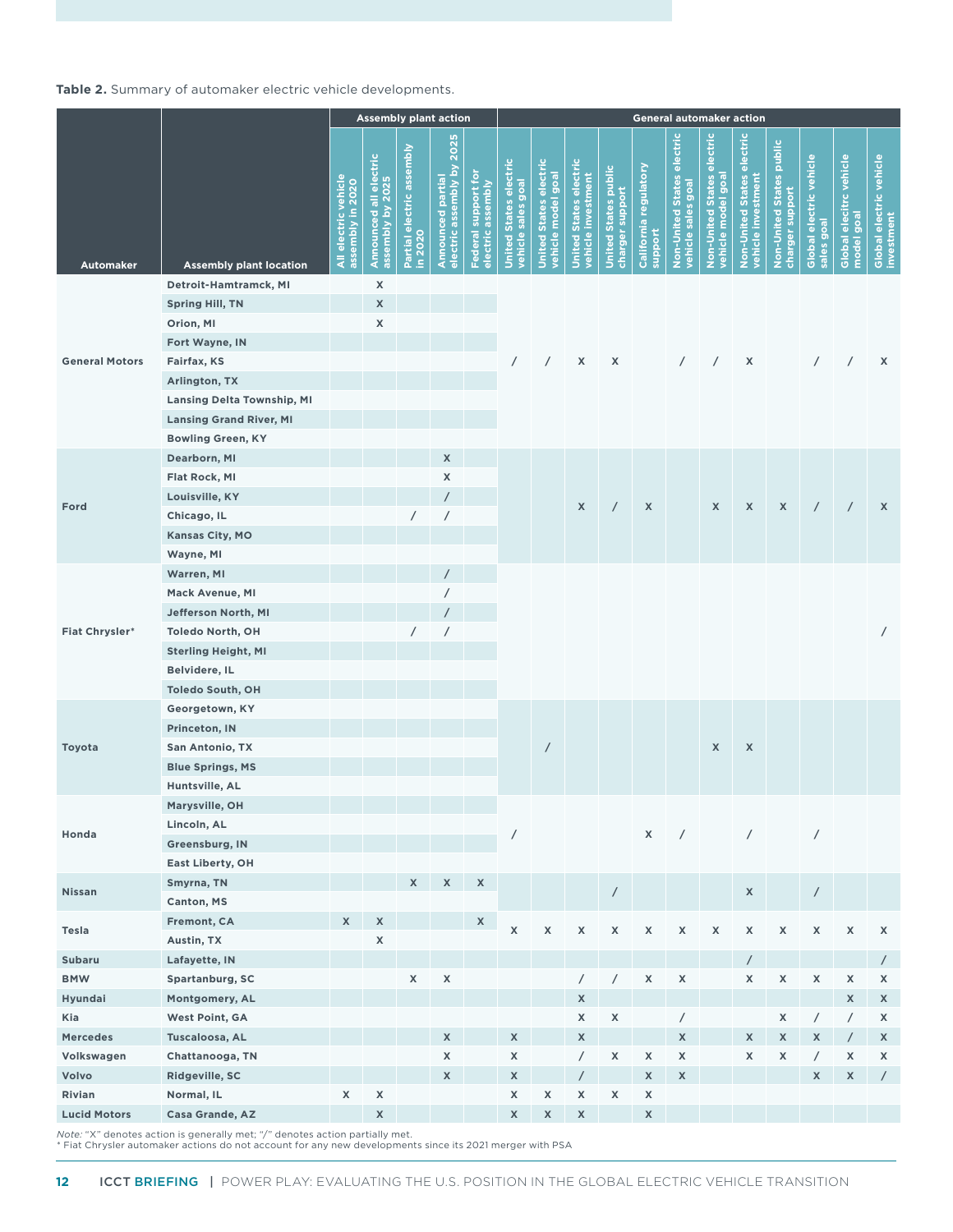**Table 2.** Summary of automaker electric vehicle developments.

| Automaker | Assembly plant location | Assembly plant action | | | | | General automaker action | | | | | | | | | | | | |
|---|---|---|---|---|---|---|---|---|---|---|---|---|---|---|---|---|---|---|---|
| | | All electric vehicle assembly in 2020 | Announced all electric assembly by 2025 | Partial electric assembly in 2020 | Announced partial electric assembly by 2025 | Federal support for electric assembly | United States electric vehicle sales goal | United States electric vehicle model goal | United States electric vehicle investment | United States public charger support | California regulatory support | Non-United States electric vehicle sales goal | Non-United States electric vehicle model goal | Non-United States electric vehicle investment | Non-United States public charger support | Global electric vehicle sales goal | Global elecitrc vehicle model goal | Global electric vehicle investment |
| General Motors | Detroit-Hamtramck, MI | | X | | | | / | / | X | X | | / | / | X | | / | / | X |
| | Spring Hill, TN | | X | | | | | | | | | | | | | | | |
| | Orion, MI | | X | | | | | | | | | | | | | | | |
| | Fort Wayne, IN | | | | | | | | | | | | | | | | | |
| | Fairfax, KS | | | | | | | | | | | | | | | | | |
| | Arlington, TX | | | | | | | | | | | | | | | | | |
| | Lansing Delta Township, MI | | | | | | | | | | | | | | | | | |
| | Lansing Grand River, MI | | | | | | | | | | | | | | | | | |
| | Bowling Green, KY | | | | | | | | | | | | | | | | | |
| Ford | Dearborn, MI | | | | X | | | | X | / | X | | X | X | X | / | / | X |
| | Flat Rock, MI | | | | X | | | | | | | | | | | | | |
| | Louisville, KY | | | | / | | | | | | | | | | | | | |
| | Chicago, IL | | | / | / | | | | | | | | | | | | | |
| | Kansas City, MO | | | | | | | | | | | | | | | | | |
| | Wayne, MI | | | | | | | | | | | | | | | | | |
| Fiat Chrysler* | Warren, MI | | | | / | | | | | | | | | | | | | / |
| | Mack Avenue, MI | | | | / | | | | | | | | | | | | | |
| | Jefferson North, MI | | | | / | | | | | | | | | | | | | |
| | Toledo North, OH | | | / | / | | | | | | | | | | | | | |
| | Sterling Height, MI | | | | | | | | | | | | | | | | | |
| | Belvidere, IL | | | | | | | | | | | | | | | | | |
| | Toledo South, OH | | | | | | | | | | | | | | | | | |
| Toyota | Georgetown, KY | | | | | | | / | | | | | X | X | | | | |
| | Princeton, IN | | | | | | | | | | | | | | | | | |
| | San Antonio, TX | | | | | | | | | | | | | | | | | |
| | Blue Springs, MS | | | | | | | | | | | | | | | | | |
| | Huntsville, AL | | | | | | | | | | | | | | | | | |
| Honda | Marysville, OH | | | | | | / | | | | X | / | | / | | / | | |
| | Lincoln, AL | | | | | | | | | | | | | | | | | |
| | Greensburg, IN | | | | | | | | | | | | | | | | | |
| | East Liberty, OH | | | | | | | | | | | | | | | | | |
| Nissan | Smyrna, TN | | | X | X | X | | | | / | | | | X | | / | | |
| | Canton, MS | | | | | | | | | | | | | | | | | |
| Tesla | Fremont, CA | X | X | | | X | X | X | X | X | X | X | X | X | X | X | X | X |
| | Austin, TX | | X | | | | | | | | | | | | | | | |
| Subaru | Lafayette, IN | | | | | | | | | | | | | / | | | | / |
| BMW | Spartanburg, SC | | | X | X | | | | / | / | X | X | | X | X | X | X | X |
| Hyundai | Montgomery, AL | | | | | | | | X | | | | | | | | X | X |
| Kia | West Point, GA | | | | | | | | X | X | | / | | | X | / | / | X |
| Mercedes | Tuscaloosa, AL | | | | X | | X | | X | | | X | | X | X | X | / | X |
| Volkswagen | Chattanooga, TN | | | | X | | X | | / | X | X | X | | X | X | / | X | X |
| Volvo | Ridgeville, SC | | | | X | | X | | / | | X | X | | | | X | X | / |
| Rivian | Normal, IL | X | X | | | | X | X | X | X | X | | | | | | | |
| Lucid Motors | Casa Grande, AZ | | X | | | | X | X | X | | X | | | | | | | |

*Note:* "X" denotes action is generally met; "/" denotes action partially met.
* Fiat Chrysler automaker actions do not account for any new developments since its 2021 merger with PSA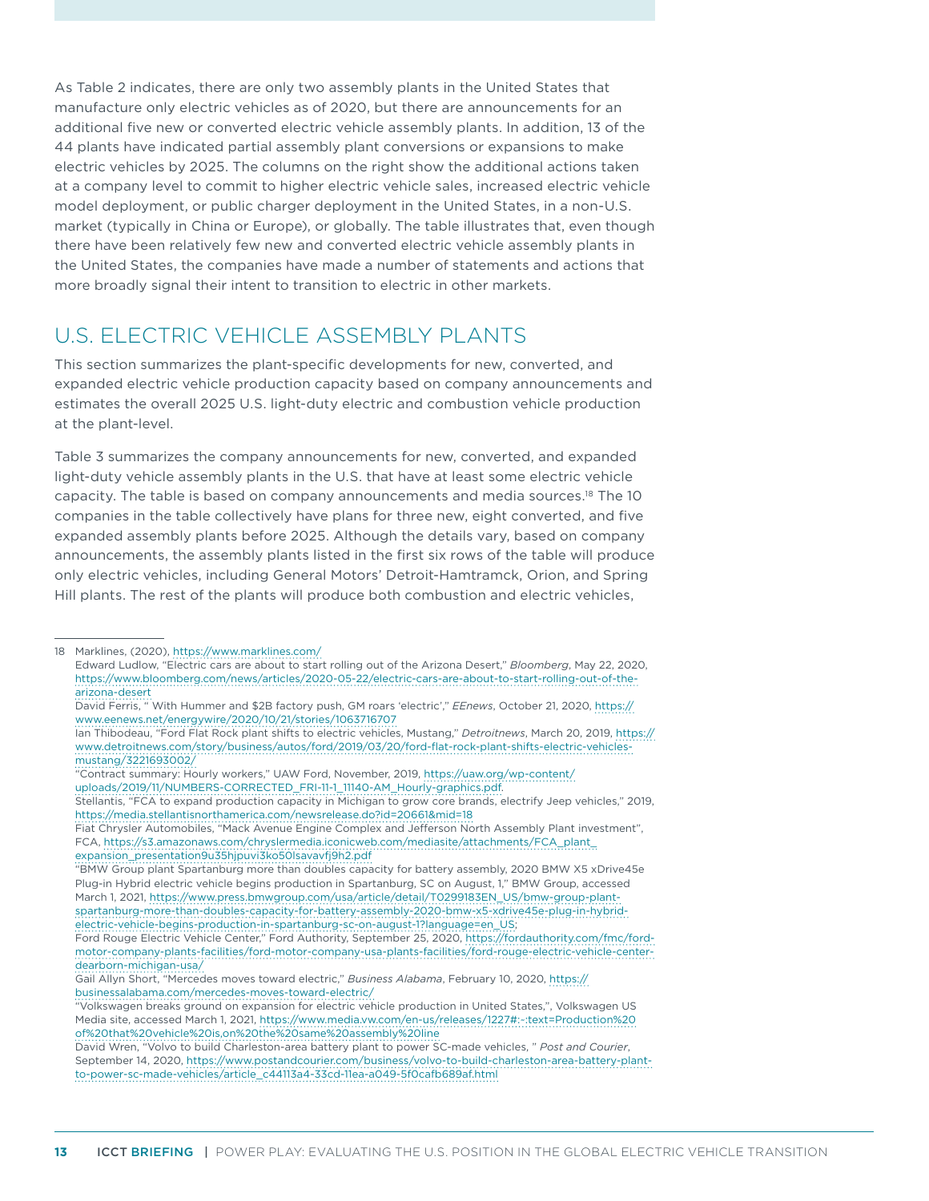As Table 2 indicates, there are only two assembly plants in the United States that manufacture only electric vehicles as of 2020, but there are announcements for an additional five new or converted electric vehicle assembly plants. In addition, 13 of the 44 plants have indicated partial assembly plant conversions or expansions to make electric vehicles by 2025. The columns on the right show the additional actions taken at a company level to commit to higher electric vehicle sales, increased electric vehicle model deployment, or public charger deployment in the United States, in a non-U.S. market (typically in China or Europe), or globally. The table illustrates that, even though there have been relatively few new and converted electric vehicle assembly plants in the United States, the companies have made a number of statements and actions that more broadly signal their intent to transition to electric in other markets.

## U.S. ELECTRIC VEHICLE ASSEMBLY PLANTS

This section summarizes the plant-specific developments for new, converted, and expanded electric vehicle production capacity based on company announcements and estimates the overall 2025 U.S. light-duty electric and combustion vehicle production at the plant-level.

Table 3 summarizes the company announcements for new, converted, and expanded light-duty vehicle assembly plants in the U.S. that have at least some electric vehicle capacity. The table is based on company announcements and media sources.[18] The 10 companies in the table collectively have plans for three new, eight converted, and five expanded assembly plants before 2025. Although the details vary, based on company announcements, the assembly plants listed in the first six rows of the table will produce only electric vehicles, including General Motors' Detroit-Hamtramck, Orion, and Spring Hill plants. The rest of the plants will produce both combustion and electric vehicles,

---

18 Marklines, (2020), https://www.marklines.com/
Edward Ludlow, "Electric cars are about to start rolling out of the Arizona Desert," *Bloomberg*, May 22, 2020, https://www.bloomberg.com/news/articles/2020-05-22/electric-cars-are-about-to-start-rolling-out-of-the-arizona-desert
David Ferris, " With Hummer and $2B factory push, GM roars 'electric'," *EEnews*, October 21, 2020, https://www.eenews.net/energywire/2020/10/21/stories/1063716707
Ian Thibodeau, "Ford Flat Rock plant shifts to electric vehicles, Mustang," *Detroitnews*, March 20, 2019, https://www.detroitnews.com/story/business/autos/ford/2019/03/20/ford-flat-rock-plant-shifts-electric-vehicles-mustang/3221693002/
"Contract summary: Hourly workers," UAW Ford, November, 2019, https://uaw.org/wp-content/uploads/2019/11/NUMBERS-CORRECTED_FRI-11-1_11140-AM_Hourly-graphics.pdf.
Stellantis, "FCA to expand production capacity in Michigan to grow core brands, electrify Jeep vehicles," 2019, https://media.stellantisnorthamerica.com/newsrelease.do?id=20661&mid=18
Fiat Chrysler Automobiles, "Mack Avenue Engine Complex and Jefferson North Assembly Plant investment", FCA, https://s3.amazonaws.com/chryslermedia.iconicweb.com/mediasite/attachments/FCA_plant_expansion_presentation9u35hjpuvi3ko50lsavavfj9h2.pdf
"BMW Group plant Spartanburg more than doubles capacity for battery assembly, 2020 BMW X5 xDrive45e Plug-in Hybrid electric vehicle begins production in Spartanburg, SC on August, 1," BMW Group, accessed March 1, 2021, https://www.press.bmwgroup.com/usa/article/detail/T0299183EN_US/bmw-group-plant-spartanburg-more-than-doubles-capacity-for-battery-assembly-2020-bmw-x5-xdrive45e-plug-in-hybrid-electric-vehicle-begins-production-in-spartanburg-sc-on-august-1?language=en_US;
Ford Rouge Electric Vehicle Center," Ford Authority, September 25, 2020, https://fordauthority.com/fmc/ford-motor-company-plants-facilities/ford-motor-company-usa-plants-facilities/ford-rouge-electric-vehicle-center-dearborn-michigan-usa/
Gail Allyn Short, "Mercedes moves toward electric," *Business Alabama*, February 10, 2020, https://businessalabama.com/mercedes-moves-toward-electric/
"Volkswagen breaks ground on expansion for electric vehicle production in United States,", Volkswagen US Media site, accessed March 1, 2021, https://www.media.vw.com/en-us/releases/1227#:~:text=Production%20of%20that%20vehicle%20is,on%20the%20same%20assembly%20line
David Wren, "Volvo to build Charleston-area battery plant to power SC-made vehicles, " *Post and Courier*, September 14, 2020, https://www.postandcourier.com/business/volvo-to-build-charleston-area-battery-plant-to-power-sc-made-vehicles/article_c44113a4-33cd-11ea-a049-5f0cafb689af.html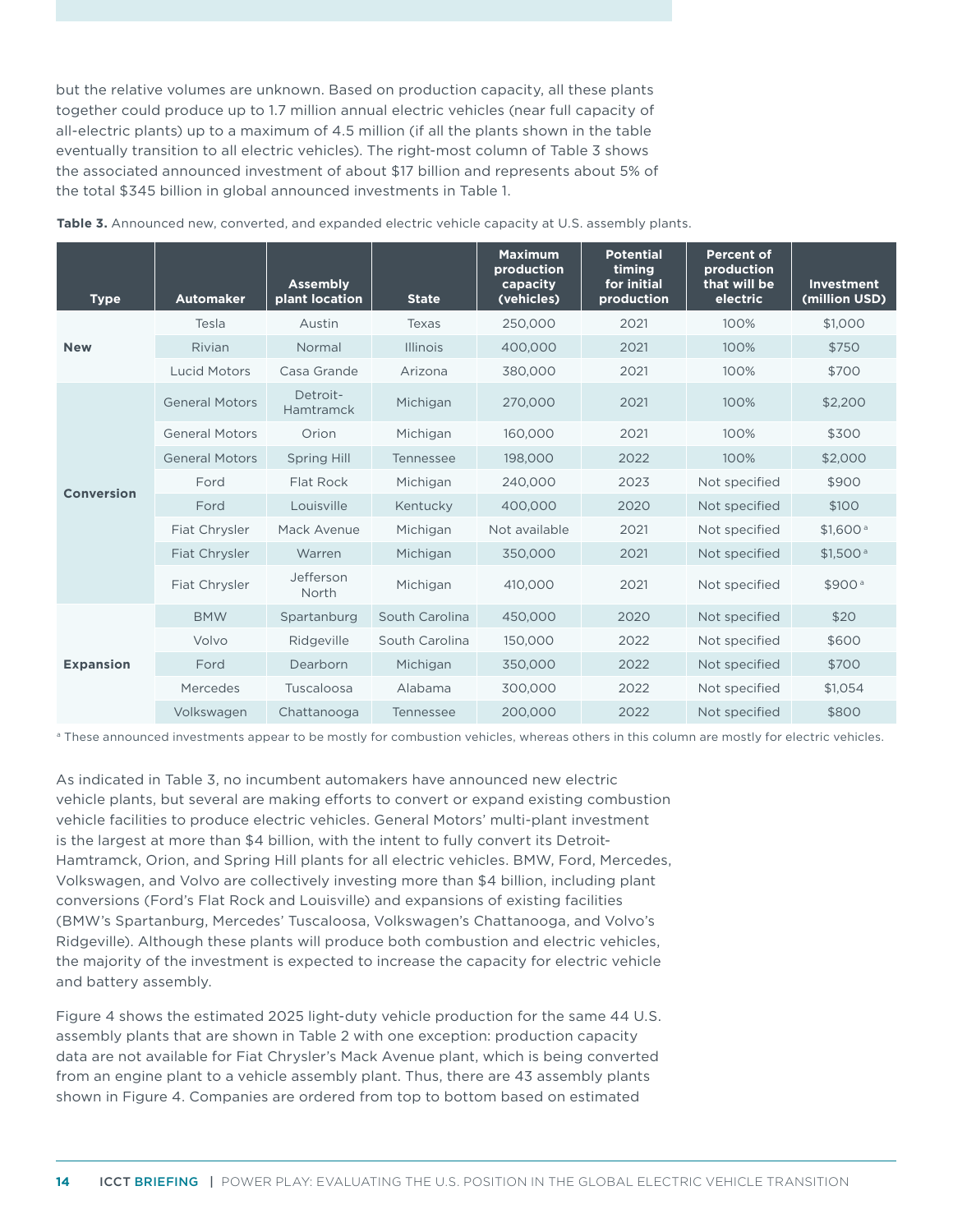but the relative volumes are unknown. Based on production capacity, all these plants together could produce up to 1.7 million annual electric vehicles (near full capacity of all-electric plants) up to a maximum of 4.5 million (if all the plants shown in the table eventually transition to all electric vehicles). The right-most column of Table 3 shows the associated announced investment of about $17 billion and represents about 5% of the total $345 billion in global announced investments in Table 1.

**Table 3.** Announced new, converted, and expanded electric vehicle capacity at U.S. assembly plants.

| Type | Automaker | Assembly plant location | State | Maximum production capacity (vehicles) | Potential timing for initial production | Percent of production that will be electric | Investment (million USD) |
|---|---|---|---|---|---|---|---|
| **New** | Tesla | Austin | Texas | 250,000 | 2021 | 100% | $1,000 |
| | Rivian | Normal | Illinois | 400,000 | 2021 | 100% | $750 |
| | Lucid Motors | Casa Grande | Arizona | 380,000 | 2021 | 100% | $700 |
| **Conversion** | General Motors | Detroit-Hamtramck | Michigan | 270,000 | 2021 | 100% | $2,200 |
| | General Motors | Orion | Michigan | 160,000 | 2021 | 100% | $300 |
| | General Motors | Spring Hill | Tennessee | 198,000 | 2022 | 100% | $2,000 |
| | Ford | Flat Rock | Michigan | 240,000 | 2023 | Not specified | $900 |
| | Ford | Louisville | Kentucky | 400,000 | 2020 | Not specified | $100 |
| | Fiat Chrysler | Mack Avenue | Michigan | Not available | 2021 | Not specified | $1,600 [a] |
| | Fiat Chrysler | Warren | Michigan | 350,000 | 2021 | Not specified | $1,500 [a] |
| | Fiat Chrysler | Jefferson North | Michigan | 410,000 | 2021 | Not specified | $900 [a] |
| **Expansion** | BMW | Spartanburg | South Carolina | 450,000 | 2020 | Not specified | $20 |
| | Volvo | Ridgeville | South Carolina | 150,000 | 2022 | Not specified | $600 |
| | Ford | Dearborn | Michigan | 350,000 | 2022 | Not specified | $700 |
| | Mercedes | Tuscaloosa | Alabama | 300,000 | 2022 | Not specified | $1,054 |
| | Volkswagen | Chattanooga | Tennessee | 200,000 | 2022 | Not specified | $800 |

[a] These announced investments appear to be mostly for combustion vehicles, whereas others in this column are mostly for electric vehicles.

As indicated in Table 3, no incumbent automakers have announced new electric vehicle plants, but several are making efforts to convert or expand existing combustion vehicle facilities to produce electric vehicles. General Motors' multi-plant investment is the largest at more than $4 billion, with the intent to fully convert its Detroit-Hamtramck, Orion, and Spring Hill plants for all electric vehicles. BMW, Ford, Mercedes, Volkswagen, and Volvo are collectively investing more than $4 billion, including plant conversions (Ford's Flat Rock and Louisville) and expansions of existing facilities (BMW's Spartanburg, Mercedes' Tuscaloosa, Volkswagen's Chattanooga, and Volvo's Ridgeville). Although these plants will produce both combustion and electric vehicles, the majority of the investment is expected to increase the capacity for electric vehicle and battery assembly.

Figure 4 shows the estimated 2025 light-duty vehicle production for the same 44 U.S. assembly plants that are shown in Table 2 with one exception: production capacity data are not available for Fiat Chrysler's Mack Avenue plant, which is being converted from an engine plant to a vehicle assembly plant. Thus, there are 43 assembly plants shown in Figure 4. Companies are ordered from top to bottom based on estimated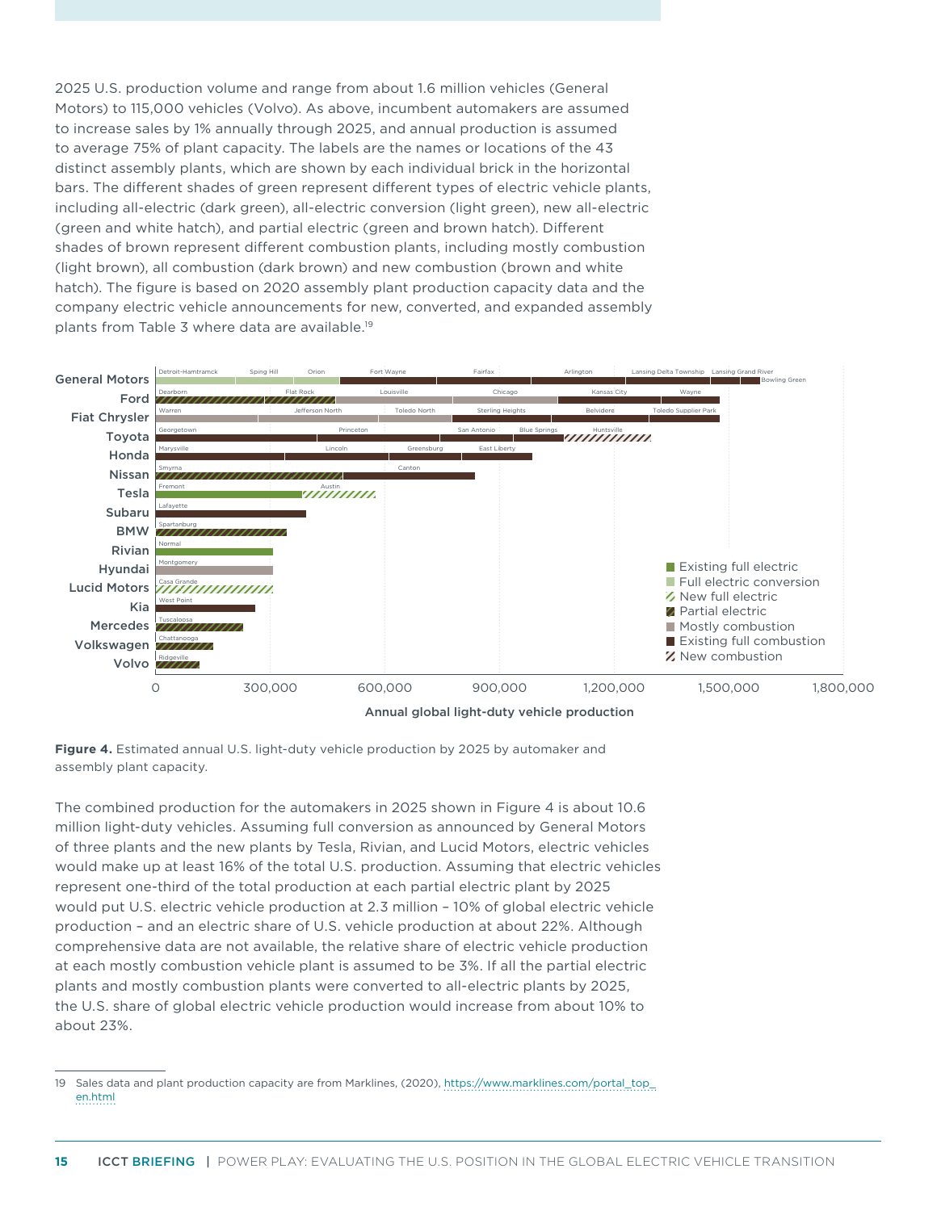2025 U.S. production volume and range from about 1.6 million vehicles (General Motors) to 115,000 vehicles (Volvo). As above, incumbent automakers are assumed to increase sales by 1% annually through 2025, and annual production is assumed to average 75% of plant capacity. The labels are the names or locations of the 43 distinct assembly plants, which are shown by each individual brick in the horizontal bars. The different shades of green represent different types of electric vehicle plants, including all-electric (dark green), all-electric conversion (light green), new all-electric (green and white hatch), and partial electric (green and brown hatch). Different shades of brown represent different combustion plants, including mostly combustion (light brown), all combustion (dark brown) and new combustion (brown and white hatch). The figure is based on 2020 assembly plant production capacity data and the company electric vehicle announcements for new, converted, and expanded assembly plants from Table 3 where data are available.[19]

**Figure 4.** Estimated annual U.S. light-duty vehicle production by 2025 by automaker and assembly plant capacity.

The combined production for the automakers in 2025 shown in Figure 4 is about 10.6 million light-duty vehicles. Assuming full conversion as announced by General Motors of three plants and the new plants by Tesla, Rivian, and Lucid Motors, electric vehicles would make up at least 16% of the total U.S. production. Assuming that electric vehicles represent one-third of the total production at each partial electric plant by 2025 would put U.S. electric vehicle production at 2.3 million – 10% of global electric vehicle production – and an electric share of U.S. vehicle production at about 22%. Although comprehensive data are not available, the relative share of electric vehicle production at each mostly combustion vehicle plant is assumed to be 3%. If all the partial electric plants and mostly combustion plants were converted to all-electric plants by 2025, the U.S. share of global electric vehicle production would increase from about 10% to about 23%.

---

19 Sales data and plant production capacity are from Marklines, (2020), https://www.marklines.com/portal_top_en.html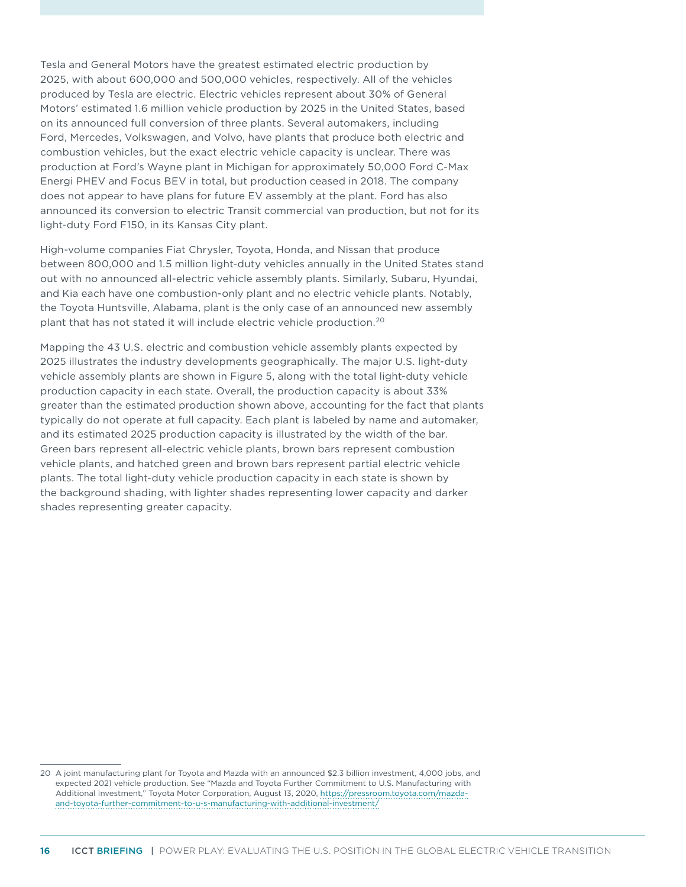Tesla and General Motors have the greatest estimated electric production by 2025, with about 600,000 and 500,000 vehicles, respectively. All of the vehicles produced by Tesla are electric. Electric vehicles represent about 30% of General Motors' estimated 1.6 million vehicle production by 2025 in the United States, based on its announced full conversion of three plants. Several automakers, including Ford, Mercedes, Volkswagen, and Volvo, have plants that produce both electric and combustion vehicles, but the exact electric vehicle capacity is unclear. There was production at Ford's Wayne plant in Michigan for approximately 50,000 Ford C-Max Energi PHEV and Focus BEV in total, but production ceased in 2018. The company does not appear to have plans for future EV assembly at the plant. Ford has also announced its conversion to electric Transit commercial van production, but not for its light-duty Ford F150, in its Kansas City plant.

High-volume companies Fiat Chrysler, Toyota, Honda, and Nissan that produce between 800,000 and 1.5 million light-duty vehicles annually in the United States stand out with no announced all-electric vehicle assembly plants. Similarly, Subaru, Hyundai, and Kia each have one combustion-only plant and no electric vehicle plants. Notably, the Toyota Huntsville, Alabama, plant is the only case of an announced new assembly plant that has not stated it will include electric vehicle production.[20]

Mapping the 43 U.S. electric and combustion vehicle assembly plants expected by 2025 illustrates the industry developments geographically. The major U.S. light-duty vehicle assembly plants are shown in Figure 5, along with the total light-duty vehicle production capacity in each state. Overall, the production capacity is about 33% greater than the estimated production shown above, accounting for the fact that plants typically do not operate at full capacity. Each plant is labeled by name and automaker, and its estimated 2025 production capacity is illustrated by the width of the bar. Green bars represent all-electric vehicle plants, brown bars represent combustion vehicle plants, and hatched green and brown bars represent partial electric vehicle plants. The total light-duty vehicle production capacity in each state is shown by the background shading, with lighter shades representing lower capacity and darker shades representing greater capacity.

---

20 A joint manufacturing plant for Toyota and Mazda with an announced $2.3 billion investment, 4,000 jobs, and expected 2021 vehicle production. See "Mazda and Toyota Further Commitment to U.S. Manufacturing with Additional Investment," Toyota Motor Corporation, August 13, 2020, https://pressroom.toyota.com/mazda-and-toyota-further-commitment-to-u-s-manufacturing-with-additional-investment/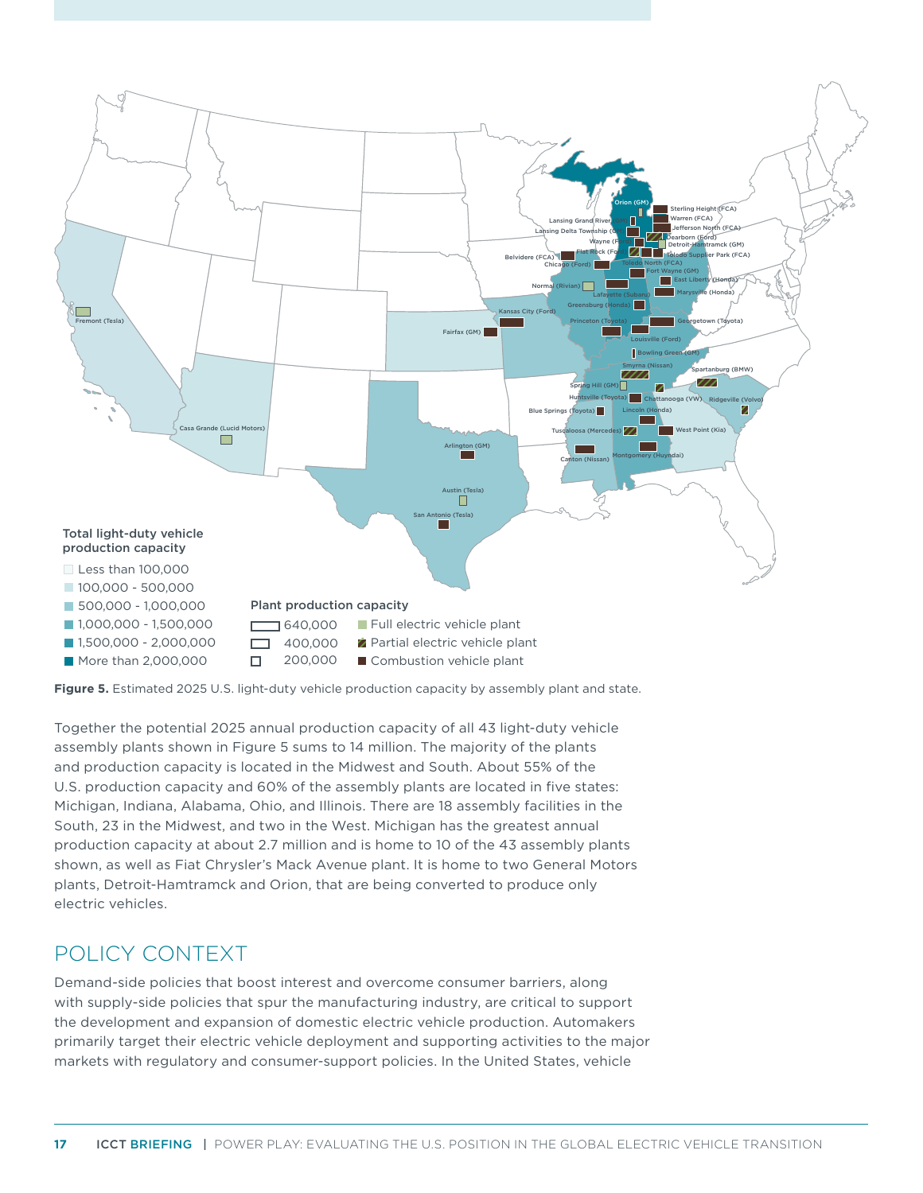Total light-duty vehicle production capacity

- Less than 100,000
- 100,000 - 500,000
- 500,000 - 1,000,000
- 1,000,000 - 1,500,000
- 1,500,000 - 2,000,000
- More than 2,000,000

Plant production capacity

- 640,000
- 400,000
- 200,000
- Full electric vehicle plant
- Partial electric vehicle plant
- Combustion vehicle plant

**Figure 5.** Estimated 2025 U.S. light-duty vehicle production capacity by assembly plant and state.

Together the potential 2025 annual production capacity of all 43 light-duty vehicle assembly plants shown in Figure 5 sums to 14 million. The majority of the plants and production capacity is located in the Midwest and South. About 55% of the U.S. production capacity and 60% of the assembly plants are located in five states: Michigan, Indiana, Alabama, Ohio, and Illinois. There are 18 assembly facilities in the South, 23 in the Midwest, and two in the West. Michigan has the greatest annual production capacity at about 2.7 million and is home to 10 of the 43 assembly plants shown, as well as Fiat Chrysler's Mack Avenue plant. It is home to two General Motors plants, Detroit-Hamtramck and Orion, that are being converted to produce only electric vehicles.

## POLICY CONTEXT

Demand-side policies that boost interest and overcome consumer barriers, along with supply-side policies that spur the manufacturing industry, are critical to support the development and expansion of domestic electric vehicle production. Automakers primarily target their electric vehicle deployment and supporting activities to the major markets with regulatory and consumer-support policies. In the United States, vehicle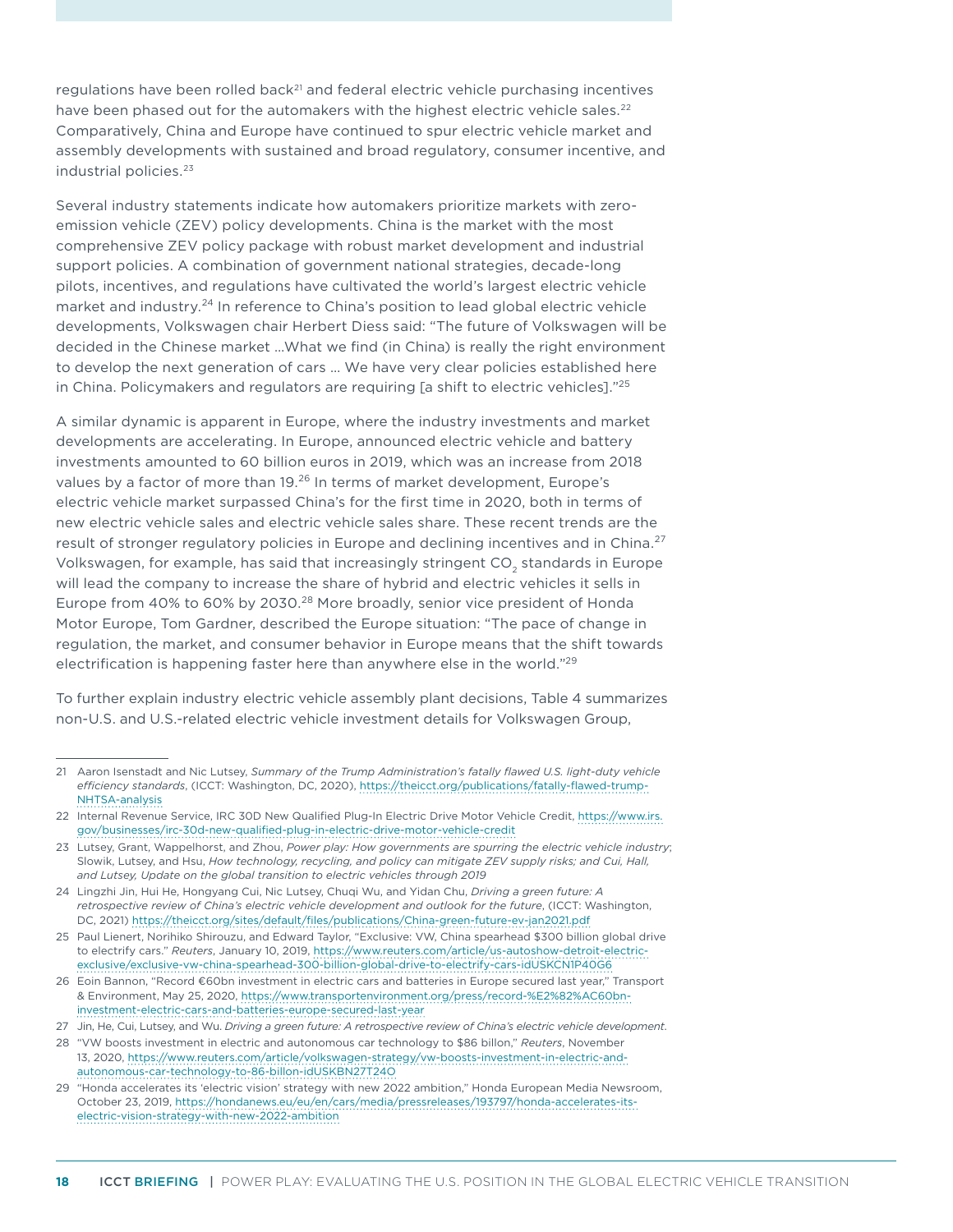regulations have been rolled back[21] and federal electric vehicle purchasing incentives have been phased out for the automakers with the highest electric vehicle sales.[22] Comparatively, China and Europe have continued to spur electric vehicle market and assembly developments with sustained and broad regulatory, consumer incentive, and industrial policies.[23]

Several industry statements indicate how automakers prioritize markets with zero-emission vehicle (ZEV) policy developments. China is the market with the most comprehensive ZEV policy package with robust market development and industrial support policies. A combination of government national strategies, decade-long pilots, incentives, and regulations have cultivated the world's largest electric vehicle market and industry.[24] In reference to China's position to lead global electric vehicle developments, Volkswagen chair Herbert Diess said: "The future of Volkswagen will be decided in the Chinese market ...What we find (in China) is really the right environment to develop the next generation of cars ... We have very clear policies established here in China. Policymakers and regulators are requiring [a shift to electric vehicles]."[25]

A similar dynamic is apparent in Europe, where the industry investments and market developments are accelerating. In Europe, announced electric vehicle and battery investments amounted to 60 billion euros in 2019, which was an increase from 2018 values by a factor of more than 19.[26] In terms of market development, Europe's electric vehicle market surpassed China's for the first time in 2020, both in terms of new electric vehicle sales and electric vehicle sales share. These recent trends are the result of stronger regulatory policies in Europe and declining incentives and in China.[27] Volkswagen, for example, has said that increasingly stringent $CO_2$ standards in Europe will lead the company to increase the share of hybrid and electric vehicles it sells in Europe from 40% to 60% by 2030.[28] More broadly, senior vice president of Honda Motor Europe, Tom Gardner, described the Europe situation: "The pace of change in regulation, the market, and consumer behavior in Europe means that the shift towards electrification is happening faster here than anywhere else in the world."[29]

To further explain industry electric vehicle assembly plant decisions, Table 4 summarizes non-U.S. and U.S.-related electric vehicle investment details for Volkswagen Group,

---

21 Aaron Isenstadt and Nic Lutsey, *Summary of the Trump Administration's fatally flawed U.S. light-duty vehicle efficiency standards*, (ICCT: Washington, DC, 2020), https://theicct.org/publications/fatally-flawed-trump-NHTSA-analysis

22 Internal Revenue Service, IRC 30D New Qualified Plug-In Electric Drive Motor Vehicle Credit, https://www.irs.gov/businesses/irc-30d-new-qualified-plug-in-electric-drive-motor-vehicle-credit

23 Lutsey, Grant, Wappelhorst, and Zhou, *Power play: How governments are spurring the electric vehicle industry*; Slowik, Lutsey, and Hsu, *How technology, recycling, and policy can mitigate ZEV supply risks; and Cui, Hall, and Lutsey, Update on the global transition to electric vehicles through 2019*

24 Lingzhi Jin, Hui He, Hongyang Cui, Nic Lutsey, Chuqi Wu, and Yidan Chu, *Driving a green future: A retrospective review of China's electric vehicle development and outlook for the future*, (ICCT: Washington, DC, 2021) https://theicct.org/sites/default/files/publications/China-green-future-ev-jan2021.pdf

25 Paul Lienert, Norihiko Shirouzu, and Edward Taylor, "Exclusive: VW, China spearhead $300 billion global drive to electrify cars." *Reuters*, January 10, 2019, https://www.reuters.com/article/us-autoshow-detroit-electric-exclusive/exclusive-vw-china-spearhead-300-billion-global-drive-to-electrify-cars-idUSKCN1P40G6

26 Eoin Bannon, "Record €60bn investment in electric cars and batteries in Europe secured last year," Transport & Environment, May 25, 2020, https://www.transportenvironment.org/press/record-%E2%82%AC60bn-investment-electric-cars-and-batteries-europe-secured-last-year

27 Jin, He, Cui, Lutsey, and Wu. *Driving a green future: A retrospective review of China's electric vehicle development.*

28 "VW boosts investment in electric and autonomous car technology to $86 billon," *Reuters*, November 13, 2020, https://www.reuters.com/article/volkswagen-strategy/vw-boosts-investment-in-electric-and-autonomous-car-technology-to-86-billon-idUSKBN27T24O

29 "Honda accelerates its 'electric vision' strategy with new 2022 ambition," Honda European Media Newsroom, October 23, 2019, https://hondanews.eu/eu/en/cars/media/pressreleases/193797/honda-accelerates-its-electric-vision-strategy-with-new-2022-ambition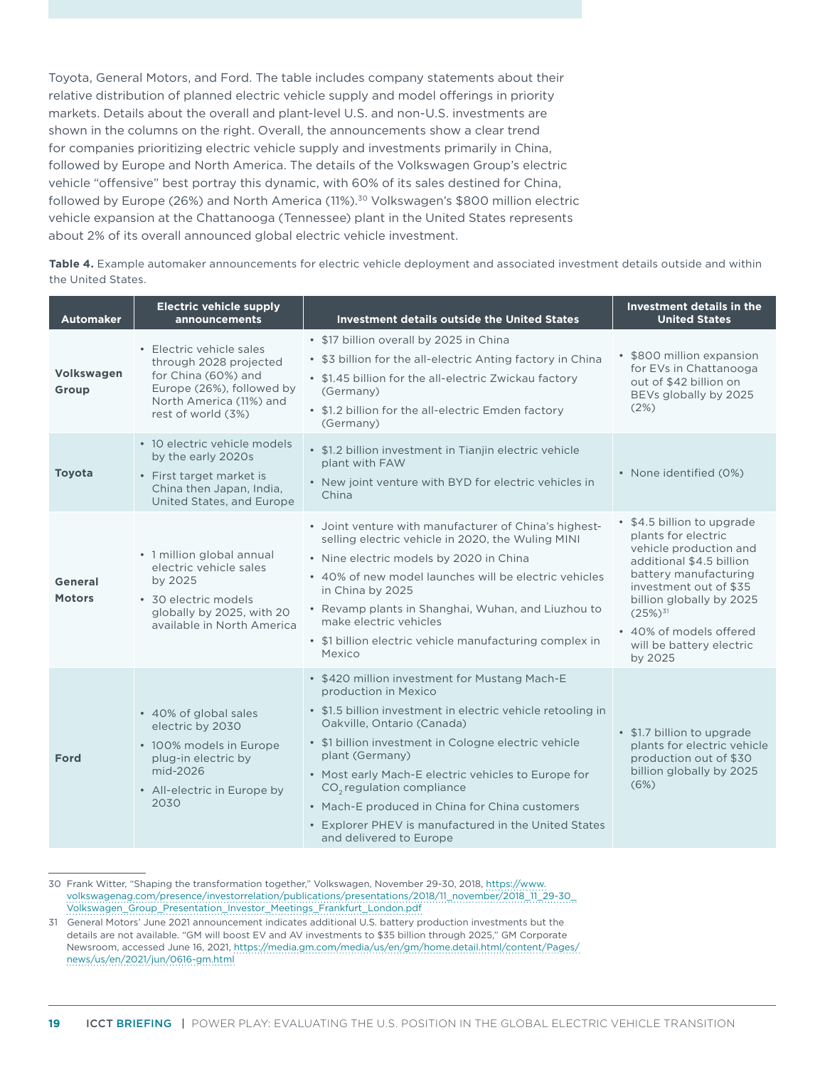Toyota, General Motors, and Ford. The table includes company statements about their relative distribution of planned electric vehicle supply and model offerings in priority markets. Details about the overall and plant-level U.S. and non-U.S. investments are shown in the columns on the right. Overall, the announcements show a clear trend for companies prioritizing electric vehicle supply and investments primarily in China, followed by Europe and North America. The details of the Volkswagen Group's electric vehicle "offensive" best portray this dynamic, with 60% of its sales destined for China, followed by Europe (26%) and North America (11%).[30] Volkswagen's $800 million electric vehicle expansion at the Chattanooga (Tennessee) plant in the United States represents about 2% of its overall announced global electric vehicle investment.

**Table 4.** Example automaker announcements for electric vehicle deployment and associated investment details outside and within the United States.

| Automaker | Electric vehicle supply announcements | Investment details outside the United States | Investment details in the United States |
|---|---|---|---|
| **Volkswagen Group** | • Electric vehicle sales through 2028 projected for China (60%) and Europe (26%), followed by North America (11%) and rest of world (3%) | • $17 billion overall by 2025 in China<br>• $3 billion for the all-electric Anting factory in China<br>• $1.45 billion for the all-electric Zwickau factory (Germany)<br>• $1.2 billion for the all-electric Emden factory (Germany) | • $800 million expansion for EVs in Chattanooga out of $42 billion on BEVs globally by 2025 (2%) |
| **Toyota** | • 10 electric vehicle models by the early 2020s<br>• First target market is China then Japan, India, United States, and Europe | • $1.2 billion investment in Tianjin electric vehicle plant with FAW<br>• New joint venture with BYD for electric vehicles in China | • None identified (0%) |
| **General Motors** | • 1 million global annual electric vehicle sales by 2025<br>• 30 electric models globally by 2025, with 20 available in North America | • Joint venture with manufacturer of China's highest-selling electric vehicle in 2020, the Wuling MINI<br>• Nine electric models by 2020 in China<br>• 40% of new model launches will be electric vehicles in China by 2025<br>• Revamp plants in Shanghai, Wuhan, and Liuzhou to make electric vehicles<br>• $1 billion electric vehicle manufacturing complex in Mexico | • $4.5 billion to upgrade plants for electric vehicle production and additional $4.5 billion battery manufacturing investment out of $35 billion globally by 2025 (25%)[31]<br>• 40% of models offered will be battery electric by 2025 |
| **Ford** | • 40% of global sales electric by 2030<br>• 100% models in Europe plug-in electric by mid-2026<br>• All-electric in Europe by 2030 | • $420 million investment for Mustang Mach-E production in Mexico<br>• $1.5 billion investment in electric vehicle retooling in Oakville, Ontario (Canada)<br>• $1 billion investment in Cologne electric vehicle plant (Germany)<br>• Most early Mach-E electric vehicles to Europe for $CO_2$ regulation compliance<br>• Mach-E produced in China for China customers<br>• Explorer PHEV is manufactured in the United States and delivered to Europe | • $1.7 billion to upgrade plants for electric vehicle production out of $30 billion globally by 2025 (6%) |

30 Frank Witter, "Shaping the transformation together," Volkswagen, November 29-30, 2018, https://www.volkswagenag.com/presence/investorrelation/publications/presentations/2018/11_november/2018_11_29-30_Volkswagen_Group_Presentation_Investor_Meetings_Frankfurt_London.pdf

31 General Motors' June 2021 announcement indicates additional U.S. battery production investments but the details are not available. "GM will boost EV and AV investments to $35 billion through 2025," GM Corporate Newsroom, accessed June 16, 2021, https://media.gm.com/media/us/en/gm/home.detail.html/content/Pages/news/us/en/2021/jun/0616-gm.html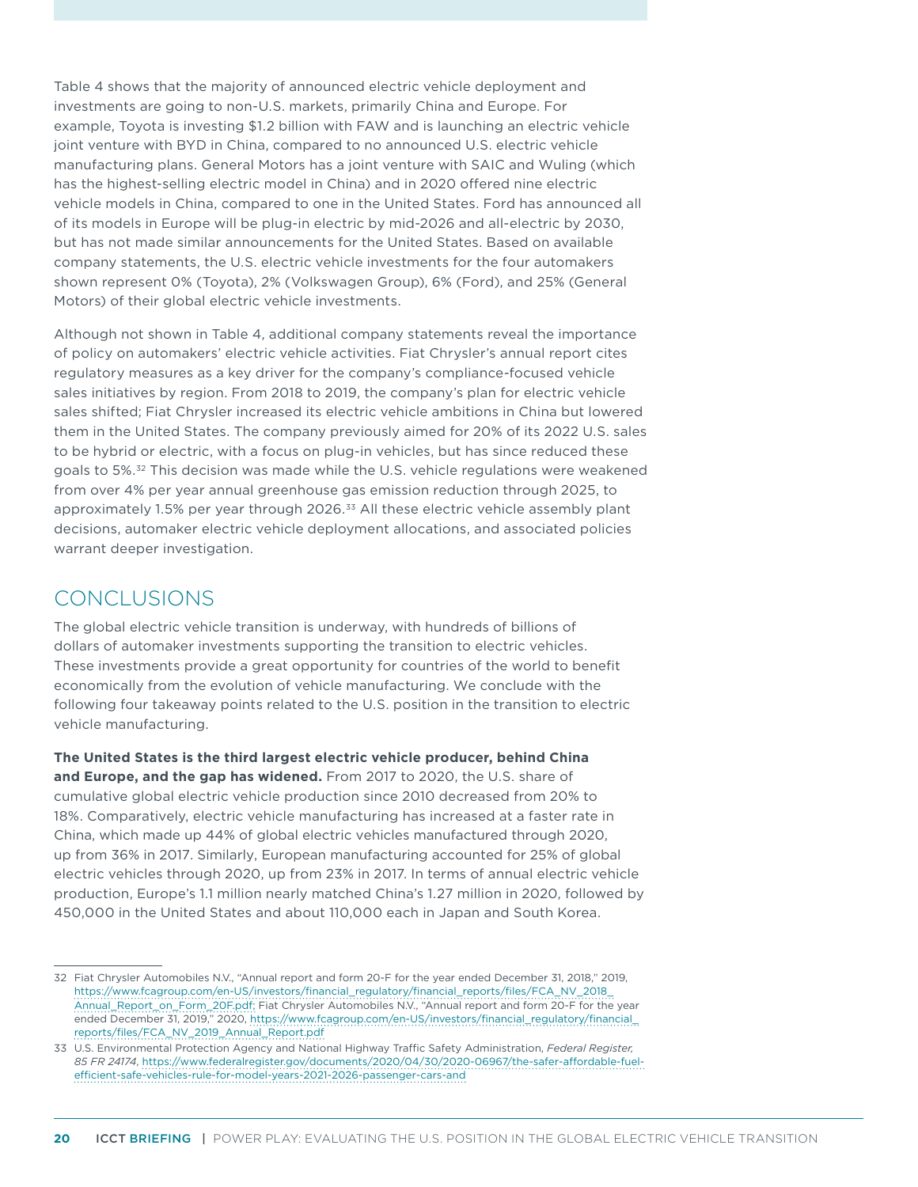Table 4 shows that the majority of announced electric vehicle deployment and investments are going to non-U.S. markets, primarily China and Europe. For example, Toyota is investing $1.2 billion with FAW and is launching an electric vehicle joint venture with BYD in China, compared to no announced U.S. electric vehicle manufacturing plans. General Motors has a joint venture with SAIC and Wuling (which has the highest-selling electric model in China) and in 2020 offered nine electric vehicle models in China, compared to one in the United States. Ford has announced all of its models in Europe will be plug-in electric by mid-2026 and all-electric by 2030, but has not made similar announcements for the United States. Based on available company statements, the U.S. electric vehicle investments for the four automakers shown represent 0% (Toyota), 2% (Volkswagen Group), 6% (Ford), and 25% (General Motors) of their global electric vehicle investments.

Although not shown in Table 4, additional company statements reveal the importance of policy on automakers' electric vehicle activities. Fiat Chrysler's annual report cites regulatory measures as a key driver for the company's compliance-focused vehicle sales initiatives by region. From 2018 to 2019, the company's plan for electric vehicle sales shifted; Fiat Chrysler increased its electric vehicle ambitions in China but lowered them in the United States. The company previously aimed for 20% of its 2022 U.S. sales to be hybrid or electric, with a focus on plug-in vehicles, but has since reduced these goals to 5%.[32] This decision was made while the U.S. vehicle regulations were weakened from over 4% per year annual greenhouse gas emission reduction through 2025, to approximately 1.5% per year through 2026.[33] All these electric vehicle assembly plant decisions, automaker electric vehicle deployment allocations, and associated policies warrant deeper investigation.

## CONCLUSIONS

The global electric vehicle transition is underway, with hundreds of billions of dollars of automaker investments supporting the transition to electric vehicles. These investments provide a great opportunity for countries of the world to benefit economically from the evolution of vehicle manufacturing. We conclude with the following four takeaway points related to the U.S. position in the transition to electric vehicle manufacturing.

**The United States is the third largest electric vehicle producer, behind China and Europe, and the gap has widened.** From 2017 to 2020, the U.S. share of cumulative global electric vehicle production since 2010 decreased from 20% to 18%. Comparatively, electric vehicle manufacturing has increased at a faster rate in China, which made up 44% of global electric vehicles manufactured through 2020, up from 36% in 2017. Similarly, European manufacturing accounted for 25% of global electric vehicles through 2020, up from 23% in 2017. In terms of annual electric vehicle production, Europe's 1.1 million nearly matched China's 1.27 million in 2020, followed by 450,000 in the United States and about 110,000 each in Japan and South Korea.

---

32 Fiat Chrysler Automobiles N.V., "Annual report and form 20-F for the year ended December 31, 2018," 2019, https://www.fcagroup.com/en-US/investors/financial_regulatory/financial_reports/files/FCA_NV_2018_Annual_Report_on_Form_20F.pdf; Fiat Chrysler Automobiles N.V., "Annual report and form 20-F for the year ended December 31, 2019," 2020, https://www.fcagroup.com/en-US/investors/financial_regulatory/financial_reports/files/FCA_NV_2019_Annual_Report.pdf

33 U.S. Environmental Protection Agency and National Highway Traffic Safety Administration, *Federal Register, 85 FR 24174*, https://www.federalregister.gov/documents/2020/04/30/2020-06967/the-safer-affordable-fuel-efficient-safe-vehicles-rule-for-model-years-2021-2026-passenger-cars-and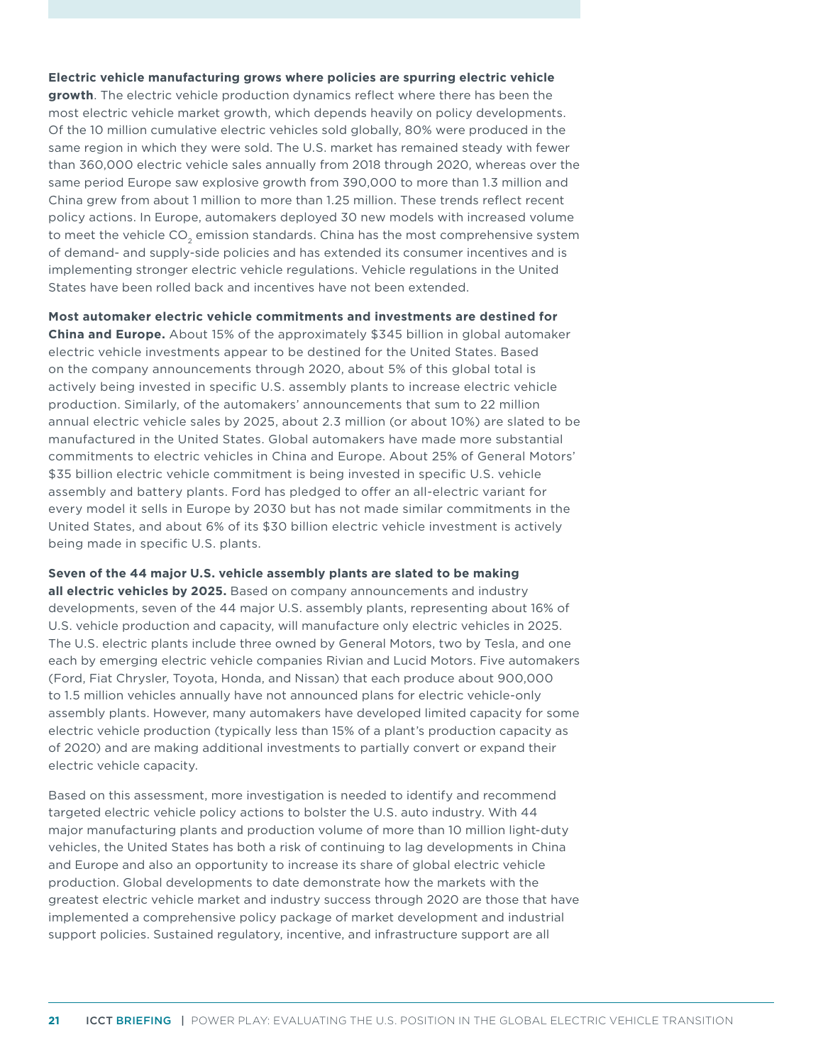**Electric vehicle manufacturing grows where policies are spurring electric vehicle growth**. The electric vehicle production dynamics reflect where there has been the most electric vehicle market growth, which depends heavily on policy developments. Of the 10 million cumulative electric vehicles sold globally, 80% were produced in the same region in which they were sold. The U.S. market has remained steady with fewer than 360,000 electric vehicle sales annually from 2018 through 2020, whereas over the same period Europe saw explosive growth from 390,000 to more than 1.3 million and China grew from about 1 million to more than 1.25 million. These trends reflect recent policy actions. In Europe, automakers deployed 30 new models with increased volume to meet the vehicle $CO_2$ emission standards. China has the most comprehensive system of demand- and supply-side policies and has extended its consumer incentives and is implementing stronger electric vehicle regulations. Vehicle regulations in the United States have been rolled back and incentives have not been extended.

**Most automaker electric vehicle commitments and investments are destined for China and Europe.** About 15% of the approximately $345 billion in global automaker electric vehicle investments appear to be destined for the United States. Based on the company announcements through 2020, about 5% of this global total is actively being invested in specific U.S. assembly plants to increase electric vehicle production. Similarly, of the automakers' announcements that sum to 22 million annual electric vehicle sales by 2025, about 2.3 million (or about 10%) are slated to be manufactured in the United States. Global automakers have made more substantial commitments to electric vehicles in China and Europe. About 25% of General Motors' $35 billion electric vehicle commitment is being invested in specific U.S. vehicle assembly and battery plants. Ford has pledged to offer an all-electric variant for every model it sells in Europe by 2030 but has not made similar commitments in the United States, and about 6% of its $30 billion electric vehicle investment is actively being made in specific U.S. plants.

**Seven of the 44 major U.S. vehicle assembly plants are slated to be making all electric vehicles by 2025.** Based on company announcements and industry developments, seven of the 44 major U.S. assembly plants, representing about 16% of U.S. vehicle production and capacity, will manufacture only electric vehicles in 2025. The U.S. electric plants include three owned by General Motors, two by Tesla, and one each by emerging electric vehicle companies Rivian and Lucid Motors. Five automakers (Ford, Fiat Chrysler, Toyota, Honda, and Nissan) that each produce about 900,000 to 1.5 million vehicles annually have not announced plans for electric vehicle-only assembly plants. However, many automakers have developed limited capacity for some electric vehicle production (typically less than 15% of a plant's production capacity as of 2020) and are making additional investments to partially convert or expand their electric vehicle capacity.

Based on this assessment, more investigation is needed to identify and recommend targeted electric vehicle policy actions to bolster the U.S. auto industry. With 44 major manufacturing plants and production volume of more than 10 million light-duty vehicles, the United States has both a risk of continuing to lag developments in China and Europe and also an opportunity to increase its share of global electric vehicle production. Global developments to date demonstrate how the markets with the greatest electric vehicle market and industry success through 2020 are those that have implemented a comprehensive policy package of market development and industrial support policies. Sustained regulatory, incentive, and infrastructure support are all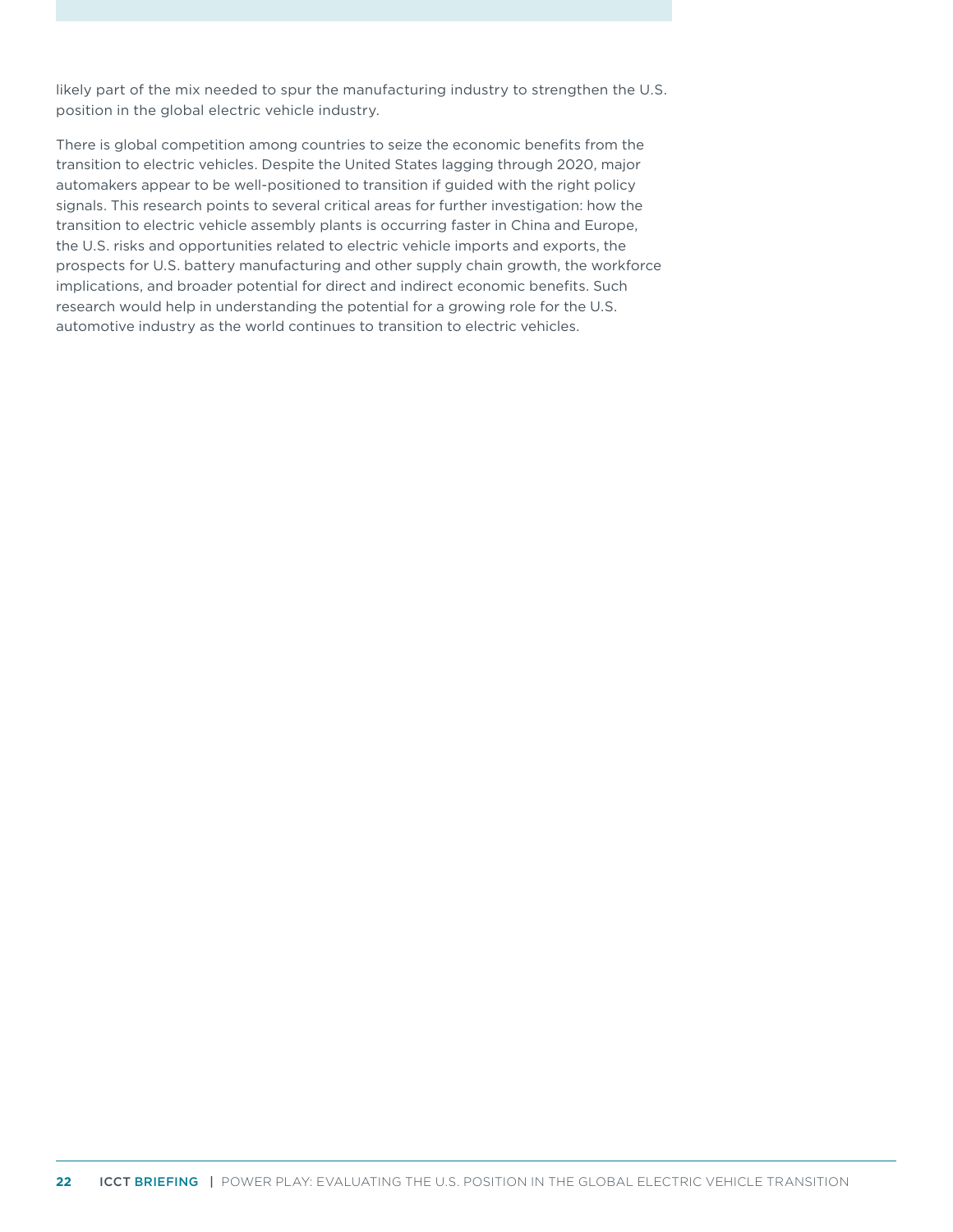likely part of the mix needed to spur the manufacturing industry to strengthen the U.S. position in the global electric vehicle industry.

There is global competition among countries to seize the economic benefits from the transition to electric vehicles. Despite the United States lagging through 2020, major automakers appear to be well-positioned to transition if guided with the right policy signals. This research points to several critical areas for further investigation: how the transition to electric vehicle assembly plants is occurring faster in China and Europe, the U.S. risks and opportunities related to electric vehicle imports and exports, the prospects for U.S. battery manufacturing and other supply chain growth, the workforce implications, and broader potential for direct and indirect economic benefits. Such research would help in understanding the potential for a growing role for the U.S. automotive industry as the world continues to transition to electric vehicles.